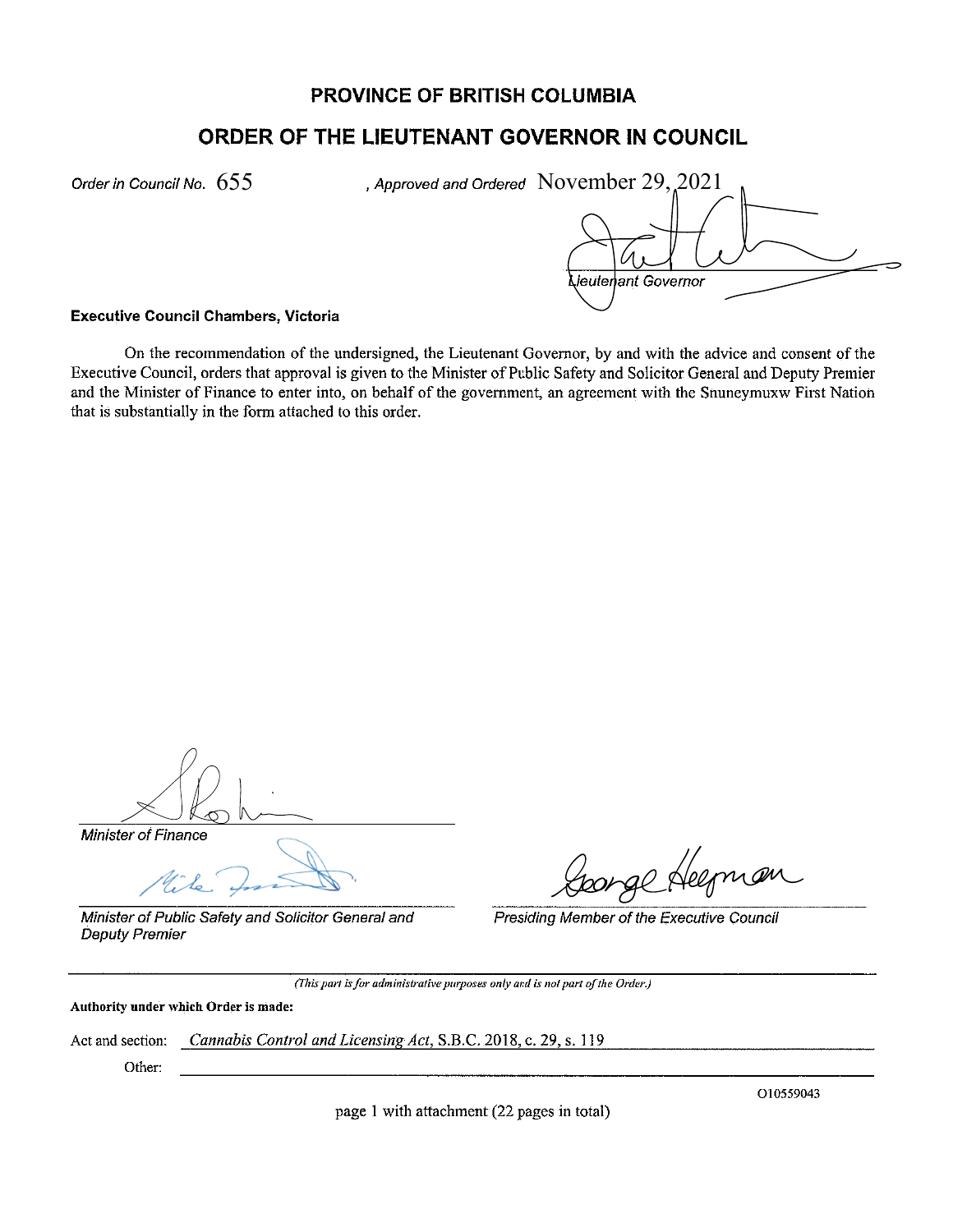# PROVINCE OF BRITISH COLUMBIA

## ORDER OF THE LIEUTENANT GOVERNOR IN COUNCIL

*Order in Council No.* 655 , *Approved and Ordered* November 29, 2021

*Lieutenant Governor*

**Executive Council Chambers, Victoria**

On the recommendation of the undersigned, the Lieutenant Governor, by and with the advice and consent of the Executive Council, orders that approval is given to the Minister of Public Safety and Solicitor General and Deputy Premier and the Minister of Finance to enter into, on behalf of the government, an agreement with the Snuneymuxw First Nation that is substantially in the form attached to this order.

*Minister of Finance*

*Minister of Public Safety and Solicitor General and Deputy Premier*

*Presiding Member of the Executive Council*

---

*(This part is for administrative purposes only and is not part of the Order.)*

**Authority under which Order is made:**

Act and section: *Cannabis Control and Licensing Act*, S.B.C. 2018, c. 29, s. 119

Other:

O10559043

page 1 with attachment (22 pages in total)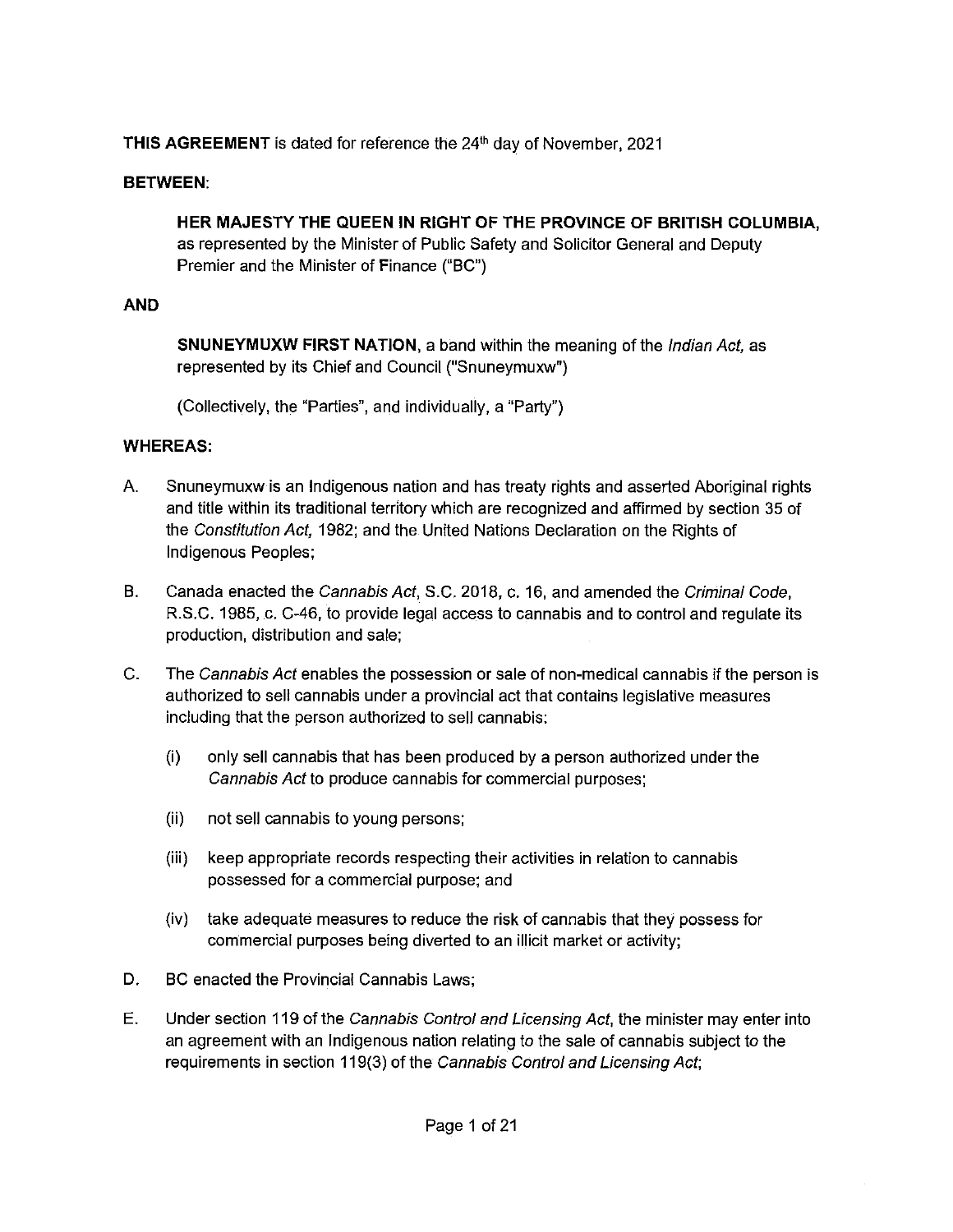**THIS AGREEMENT** is dated for reference the 24th day of November, 2021

**BETWEEN:**

> **HER MAJESTY THE QUEEN IN RIGHT OF THE PROVINCE OF BRITISH COLUMBIA,** as represented by the Minister of Public Safety and Solicitor General and Deputy Premier and the Minister of Finance ("BC")

**AND**

> **SNUNEYMUXW FIRST NATION**, a band within the meaning of the *Indian Act*, as represented by its Chief and Council ("Snuneymuxw")
>
> (Collectively, the "Parties", and individually, a "Party")

**WHEREAS:**

A. Snuneymuxw is an Indigenous nation and has treaty rights and asserted Aboriginal rights and title within its traditional territory which are recognized and affirmed by section 35 of the *Constitution Act*, 1982; and the United Nations Declaration on the Rights of Indigenous Peoples;

B. Canada enacted the *Cannabis Act*, S.C. 2018, c. 16, and amended the *Criminal Code*, R.S.C. 1985, c. C-46, to provide legal access to cannabis and to control and regulate its production, distribution and sale;

C. The *Cannabis Act* enables the possession or sale of non-medical cannabis if the person is authorized to sell cannabis under a provincial act that contains legislative measures including that the person authorized to sell cannabis:

   (i) only sell cannabis that has been produced by a person authorized under the *Cannabis Act* to produce cannabis for commercial purposes;

   (ii) not sell cannabis to young persons;

   (iii) keep appropriate records respecting their activities in relation to cannabis possessed for a commercial purpose; and

   (iv) take adequate measures to reduce the risk of cannabis that they possess for commercial purposes being diverted to an illicit market or activity;

D. BC enacted the Provincial Cannabis Laws;

E. Under section 119 of the *Cannabis Control and Licensing Act*, the minister may enter into an agreement with an Indigenous nation relating to the sale of cannabis subject to the requirements in section 119(3) of the *Cannabis Control and Licensing Act*;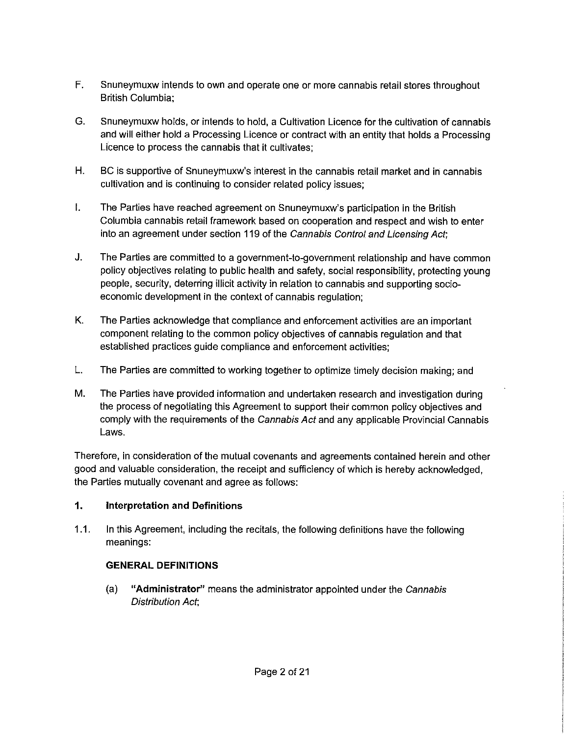F. Snuneymuxw intends to own and operate one or more cannabis retail stores throughout British Columbia;

G. Snuneymuxw holds, or intends to hold, a Cultivation Licence for the cultivation of cannabis and will either hold a Processing Licence or contract with an entity that holds a Processing Licence to process the cannabis that it cultivates;

H. BC is supportive of Snuneymuxw's interest in the cannabis retail market and in cannabis cultivation and is continuing to consider related policy issues;

I. The Parties have reached agreement on Snuneymuxw's participation in the British Columbia cannabis retail framework based on cooperation and respect and wish to enter into an agreement under section 119 of the *Cannabis Control and Licensing Act*;

J. The Parties are committed to a government-to-government relationship and have common policy objectives relating to public health and safety, social responsibility, protecting young people, security, deterring illicit activity in relation to cannabis and supporting socio-economic development in the context of cannabis regulation;

K. The Parties acknowledge that compliance and enforcement activities are an important component relating to the common policy objectives of cannabis regulation and that established practices guide compliance and enforcement activities;

L. The Parties are committed to working together to optimize timely decision making; and

M. The Parties have provided information and undertaken research and investigation during the process of negotiating this Agreement to support their common policy objectives and comply with the requirements of the *Cannabis Act* and any applicable Provincial Cannabis Laws.

Therefore, in consideration of the mutual covenants and agreements contained herein and other good and valuable consideration, the receipt and sufficiency of which is hereby acknowledged, the Parties mutually covenant and agree as follows:

## 1. Interpretation and Definitions

1.1. In this Agreement, including the recitals, the following definitions have the following meanings:

**GENERAL DEFINITIONS**

(a) **"Administrator"** means the administrator appointed under the *Cannabis Distribution Act*;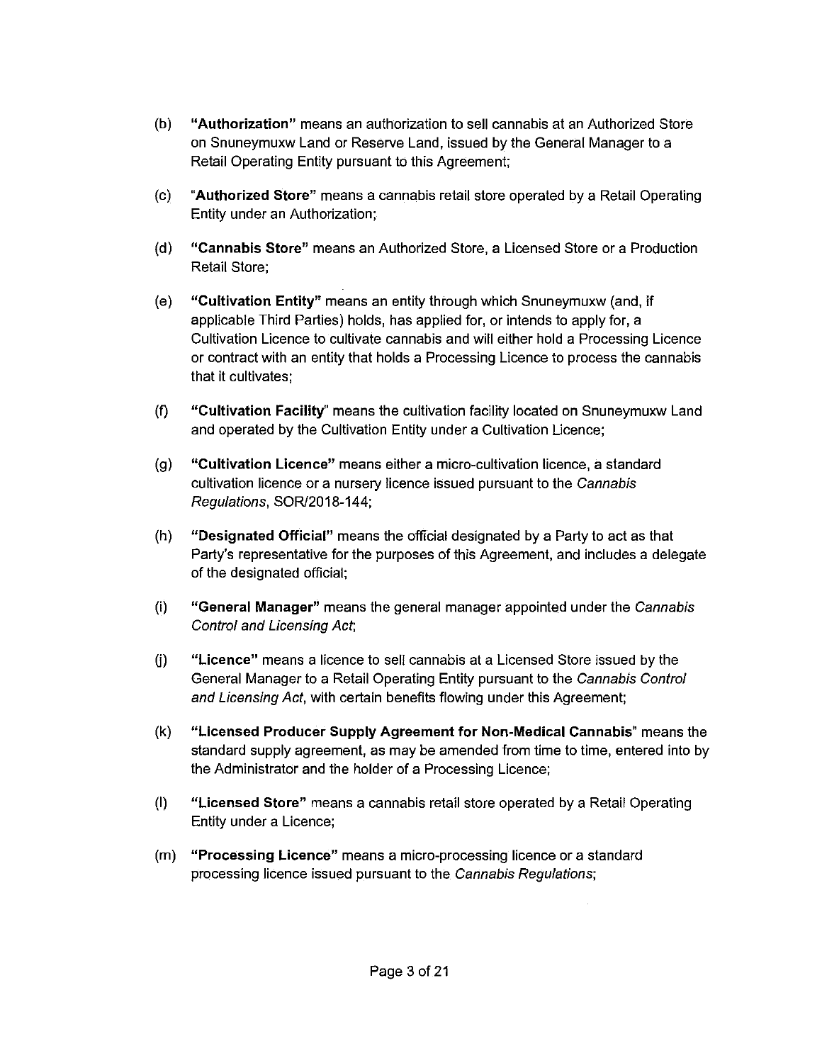(b) **"Authorization"** means an authorization to sell cannabis at an Authorized Store on Snuneymuxw Land or Reserve Land, issued by the General Manager to a Retail Operating Entity pursuant to this Agreement;

(c) "**Authorized Store**" means a cannabis retail store operated by a Retail Operating Entity under an Authorization;

(d) **"Cannabis Store"** means an Authorized Store, a Licensed Store or a Production Retail Store;

(e) **"Cultivation Entity"** means an entity through which Snuneymuxw (and, if applicable Third Parties) holds, has applied for, or intends to apply for, a Cultivation Licence to cultivate cannabis and will either hold a Processing Licence or contract with an entity that holds a Processing Licence to process the cannabis that it cultivates;

(f) **"Cultivation Facility**" means the cultivation facility located on Snuneymuxw Land and operated by the Cultivation Entity under a Cultivation Licence;

(g) **"Cultivation Licence"** means either a micro-cultivation licence, a standard cultivation licence or a nursery licence issued pursuant to the *Cannabis Regulations*, SOR/2018-144;

(h) **"Designated Official"** means the official designated by a Party to act as that Party's representative for the purposes of this Agreement, and includes a delegate of the designated official;

(i) **"General Manager"** means the general manager appointed under the *Cannabis Control and Licensing Act*;

(j) **"Licence"** means a licence to sell cannabis at a Licensed Store issued by the General Manager to a Retail Operating Entity pursuant to the *Cannabis Control and Licensing Act*, with certain benefits flowing under this Agreement;

(k) **"Licensed Producer Supply Agreement for Non-Medical Cannabis**" means the standard supply agreement, as may be amended from time to time, entered into by the Administrator and the holder of a Processing Licence;

(l) **"Licensed Store"** means a cannabis retail store operated by a Retail Operating Entity under a Licence;

(m) **"Processing Licence"** means a micro-processing licence or a standard processing licence issued pursuant to the *Cannabis Regulations*;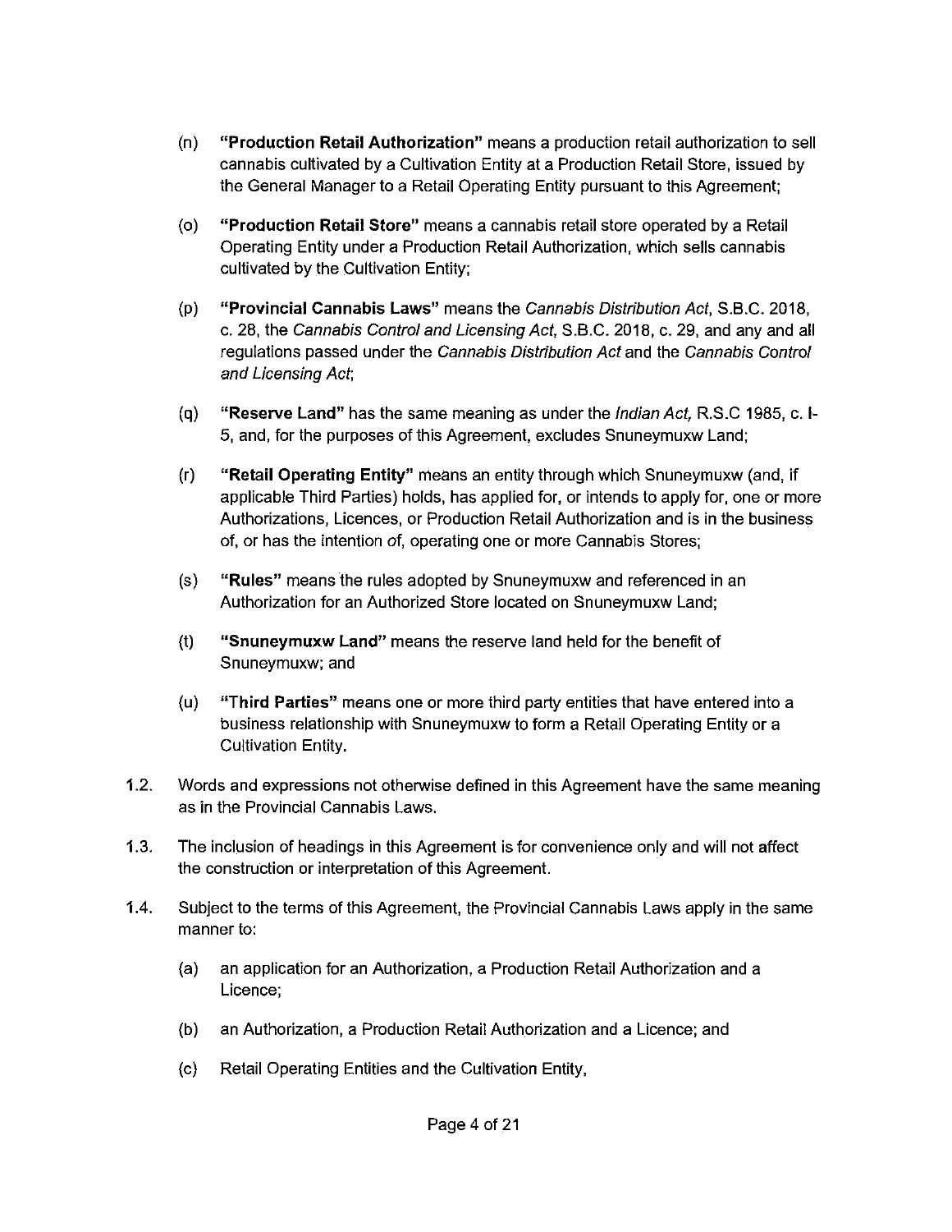(n) **"Production Retail Authorization"** means a production retail authorization to sell cannabis cultivated by a Cultivation Entity at a Production Retail Store, issued by the General Manager to a Retail Operating Entity pursuant to this Agreement;

(o) **"Production Retail Store"** means a cannabis retail store operated by a Retail Operating Entity under a Production Retail Authorization, which sells cannabis cultivated by the Cultivation Entity;

(p) **"Provincial Cannabis Laws"** means the *Cannabis Distribution Act*, S.B.C. 2018, c. 28, the *Cannabis Control and Licensing Act*, S.B.C. 2018, c. 29, and any and all regulations passed under the *Cannabis Distribution Act* and the *Cannabis Control and Licensing Act*;

(q) **"Reserve Land"** has the same meaning as under the *Indian Act,* R.S.C 1985, c. I-5, and, for the purposes of this Agreement, excludes Snuneymuxw Land;

(r) **"Retail Operating Entity"** means an entity through which Snuneymuxw (and, if applicable Third Parties) holds, has applied for, or intends to apply for, one or more Authorizations, Licences, or Production Retail Authorization and is in the business of, or has the intention of, operating one or more Cannabis Stores;

(s) **"Rules"** means the rules adopted by Snuneymuxw and referenced in an Authorization for an Authorized Store located on Snuneymuxw Land;

(t) **"Snuneymuxw Land"** means the reserve land held for the benefit of Snuneymuxw; and

(u) **"Third Parties"** means one or more third party entities that have entered into a business relationship with Snuneymuxw to form a Retail Operating Entity or a Cultivation Entity.

1.2. Words and expressions not otherwise defined in this Agreement have the same meaning as in the Provincial Cannabis Laws.

1.3. The inclusion of headings in this Agreement is for convenience only and will not affect the construction or interpretation of this Agreement.

1.4. Subject to the terms of this Agreement, the Provincial Cannabis Laws apply in the same manner to:

(a) an application for an Authorization, a Production Retail Authorization and a Licence;

(b) an Authorization, a Production Retail Authorization and a Licence; and

(c) Retail Operating Entities and the Cultivation Entity,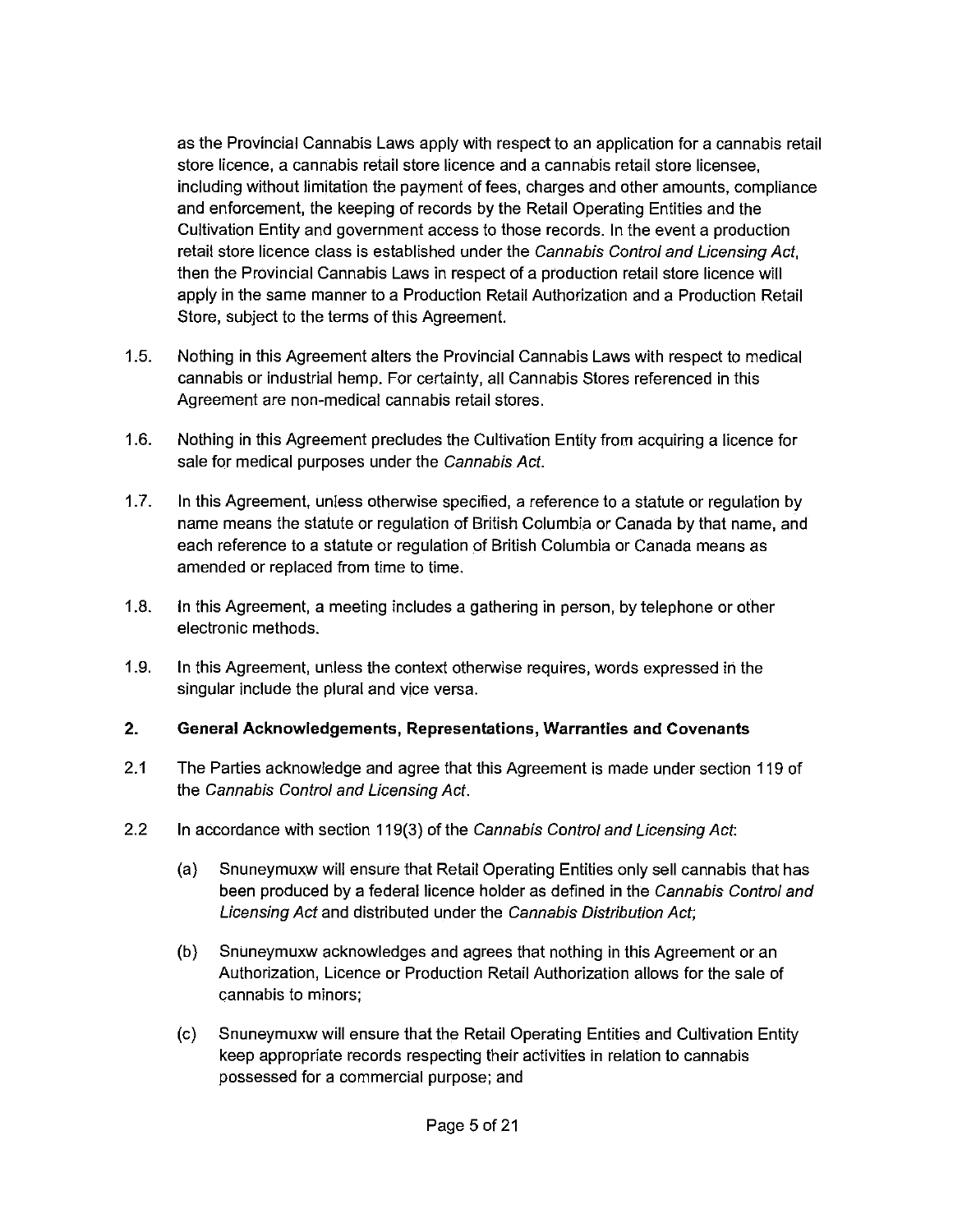as the Provincial Cannabis Laws apply with respect to an application for a cannabis retail store licence, a cannabis retail store licence and a cannabis retail store licensee, including without limitation the payment of fees, charges and other amounts, compliance and enforcement, the keeping of records by the Retail Operating Entities and the Cultivation Entity and government access to those records. In the event a production retail store licence class is established under the *Cannabis Control and Licensing Act*, then the Provincial Cannabis Laws in respect of a production retail store licence will apply in the same manner to a Production Retail Authorization and a Production Retail Store, subject to the terms of this Agreement.

1.5. Nothing in this Agreement alters the Provincial Cannabis Laws with respect to medical cannabis or industrial hemp. For certainty, all Cannabis Stores referenced in this Agreement are non-medical cannabis retail stores.

1.6. Nothing in this Agreement precludes the Cultivation Entity from acquiring a licence for sale for medical purposes under the *Cannabis Act*.

1.7. In this Agreement, unless otherwise specified, a reference to a statute or regulation by name means the statute or regulation of British Columbia or Canada by that name, and each reference to a statute or regulation of British Columbia or Canada means as amended or replaced from time to time.

1.8. In this Agreement, a meeting includes a gathering in person, by telephone or other electronic methods.

1.9. In this Agreement, unless the context otherwise requires, words expressed in the singular include the plural and vice versa.

## 2. General Acknowledgements, Representations, Warranties and Covenants

2.1 The Parties acknowledge and agree that this Agreement is made under section 119 of the *Cannabis Control and Licensing Act*.

2.2 In accordance with section 119(3) of the *Cannabis Control and Licensing Act*:

(a) Snuneymuxw will ensure that Retail Operating Entities only sell cannabis that has been produced by a federal licence holder as defined in the *Cannabis Control and Licensing Act* and distributed under the *Cannabis Distribution Act*;

(b) Snuneymuxw acknowledges and agrees that nothing in this Agreement or an Authorization, Licence or Production Retail Authorization allows for the sale of cannabis to minors;

(c) Snuneymuxw will ensure that the Retail Operating Entities and Cultivation Entity keep appropriate records respecting their activities in relation to cannabis possessed for a commercial purpose; and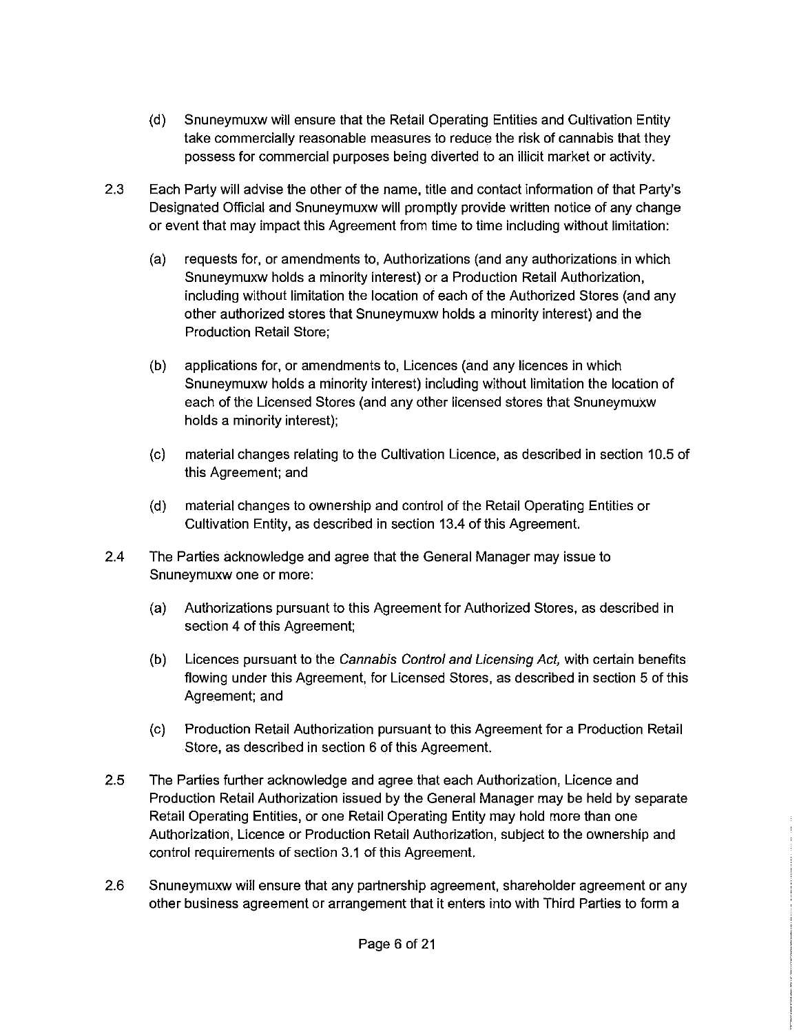(d) Snuneymuxw will ensure that the Retail Operating Entities and Cultivation Entity take commercially reasonable measures to reduce the risk of cannabis that they possess for commercial purposes being diverted to an illicit market or activity.

2.3 Each Party will advise the other of the name, title and contact information of that Party's Designated Official and Snuneymuxw will promptly provide written notice of any change or event that may impact this Agreement from time to time including without limitation:

(a) requests for, or amendments to, Authorizations (and any authorizations in which Snuneymuxw holds a minority interest) or a Production Retail Authorization, including without limitation the location of each of the Authorized Stores (and any other authorized stores that Snuneymuxw holds a minority interest) and the Production Retail Store;

(b) applications for, or amendments to, Licences (and any licences in which Snuneymuxw holds a minority interest) including without limitation the location of each of the Licensed Stores (and any other licensed stores that Snuneymuxw holds a minority interest);

(c) material changes relating to the Cultivation Licence, as described in section 10.5 of this Agreement; and

(d) material changes to ownership and control of the Retail Operating Entities or Cultivation Entity, as described in section 13.4 of this Agreement.

2.4 The Parties acknowledge and agree that the General Manager may issue to Snuneymuxw one or more:

(a) Authorizations pursuant to this Agreement for Authorized Stores, as described in section 4 of this Agreement;

(b) Licences pursuant to the *Cannabis Control and Licensing Act,* with certain benefits flowing under this Agreement, for Licensed Stores, as described in section 5 of this Agreement; and

(c) Production Retail Authorization pursuant to this Agreement for a Production Retail Store, as described in section 6 of this Agreement.

2.5 The Parties further acknowledge and agree that each Authorization, Licence and Production Retail Authorization issued by the General Manager may be held by separate Retail Operating Entities, or one Retail Operating Entity may hold more than one Authorization, Licence or Production Retail Authorization, subject to the ownership and control requirements of section 3.1 of this Agreement.

2.6 Snuneymuxw will ensure that any partnership agreement, shareholder agreement or any other business agreement or arrangement that it enters into with Third Parties to form a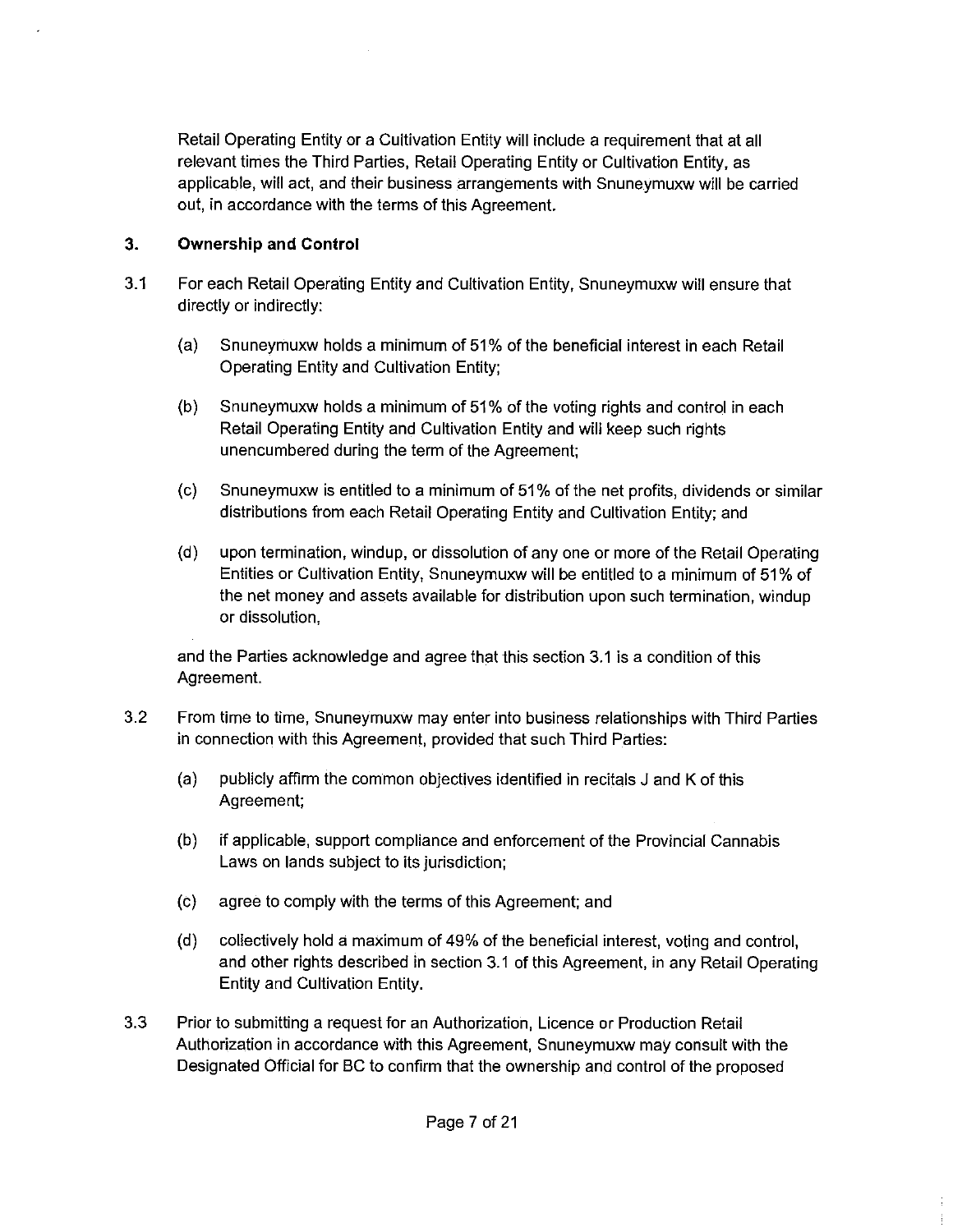Retail Operating Entity or a Cultivation Entity will include a requirement that at all relevant times the Third Parties, Retail Operating Entity or Cultivation Entity, as applicable, will act, and their business arrangements with Snuneymuxw will be carried out, in accordance with the terms of this Agreement.

## 3. Ownership and Control

3.1 For each Retail Operating Entity and Cultivation Entity, Snuneymuxw will ensure that directly or indirectly:

(a) Snuneymuxw holds a minimum of 51% of the beneficial interest in each Retail Operating Entity and Cultivation Entity;

(b) Snuneymuxw holds a minimum of 51% of the voting rights and control in each Retail Operating Entity and Cultivation Entity and will keep such rights unencumbered during the term of the Agreement;

(c) Snuneymuxw is entitled to a minimum of 51% of the net profits, dividends or similar distributions from each Retail Operating Entity and Cultivation Entity; and

(d) upon termination, windup, or dissolution of any one or more of the Retail Operating Entities or Cultivation Entity, Snuneymuxw will be entitled to a minimum of 51% of the net money and assets available for distribution upon such termination, windup or dissolution,

and the Parties acknowledge and agree that this section 3.1 is a condition of this Agreement.

3.2 From time to time, Snuneymuxw may enter into business relationships with Third Parties in connection with this Agreement, provided that such Third Parties:

(a) publicly affirm the common objectives identified in recitals J and K of this Agreement;

(b) if applicable, support compliance and enforcement of the Provincial Cannabis Laws on lands subject to its jurisdiction;

(c) agree to comply with the terms of this Agreement; and

(d) collectively hold a maximum of 49% of the beneficial interest, voting and control, and other rights described in section 3.1 of this Agreement, in any Retail Operating Entity and Cultivation Entity.

3.3 Prior to submitting a request for an Authorization, Licence or Production Retail Authorization in accordance with this Agreement, Snuneymuxw may consult with the Designated Official for BC to confirm that the ownership and control of the proposed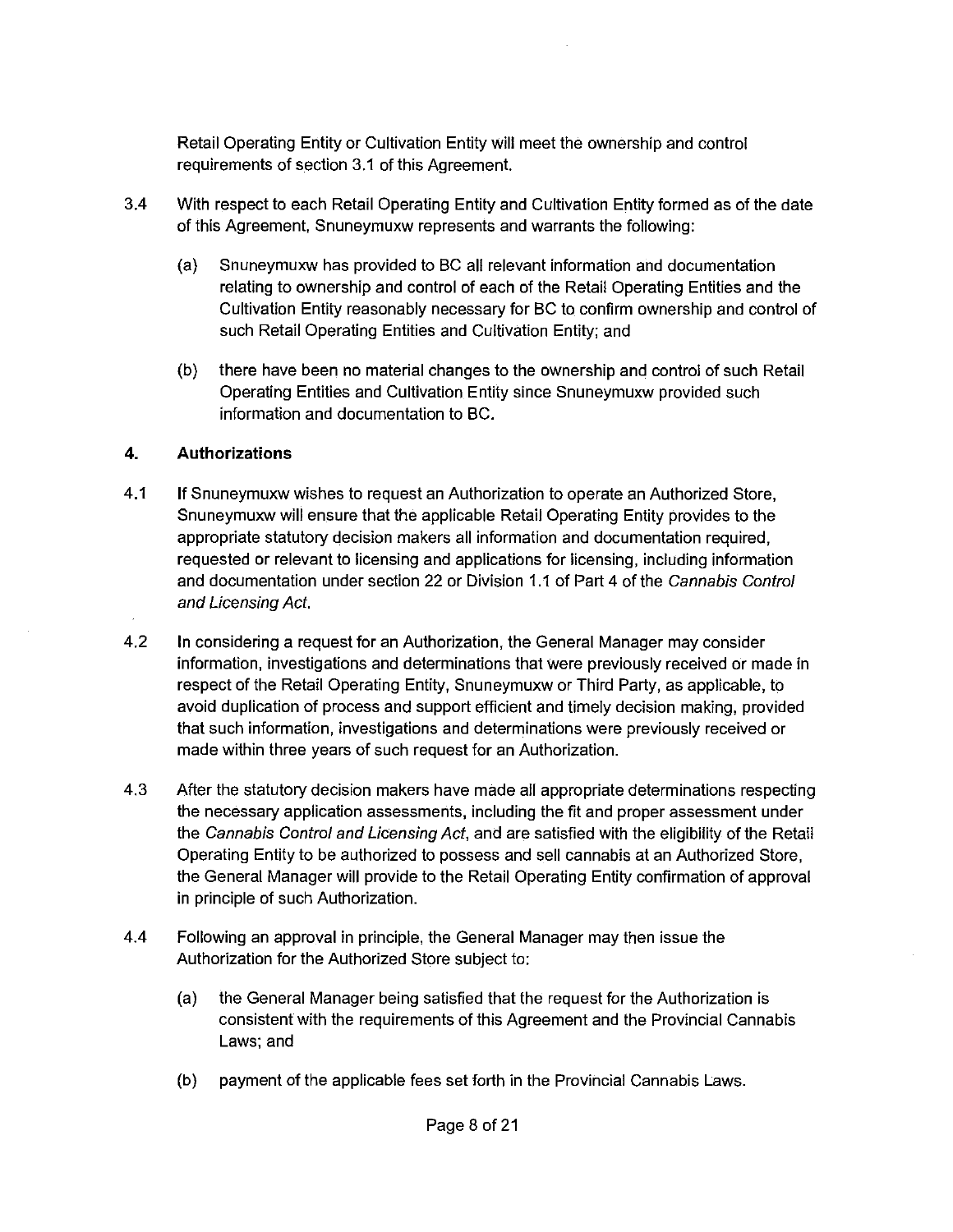Retail Operating Entity or Cultivation Entity will meet the ownership and control requirements of section 3.1 of this Agreement.

3.4 With respect to each Retail Operating Entity and Cultivation Entity formed as of the date of this Agreement, Snuneymuxw represents and warrants the following:

(a) Snuneymuxw has provided to BC all relevant information and documentation relating to ownership and control of each of the Retail Operating Entities and the Cultivation Entity reasonably necessary for BC to confirm ownership and control of such Retail Operating Entities and Cultivation Entity; and

(b) there have been no material changes to the ownership and control of such Retail Operating Entities and Cultivation Entity since Snuneymuxw provided such information and documentation to BC.

## 4. Authorizations

4.1 If Snuneymuxw wishes to request an Authorization to operate an Authorized Store, Snuneymuxw will ensure that the applicable Retail Operating Entity provides to the appropriate statutory decision makers all information and documentation required, requested or relevant to licensing and applications for licensing, including information and documentation under section 22 or Division 1.1 of Part 4 of the *Cannabis Control and Licensing Act*.

4.2 In considering a request for an Authorization, the General Manager may consider information, investigations and determinations that were previously received or made in respect of the Retail Operating Entity, Snuneymuxw or Third Party, as applicable, to avoid duplication of process and support efficient and timely decision making, provided that such information, investigations and determinations were previously received or made within three years of such request for an Authorization.

4.3 After the statutory decision makers have made all appropriate determinations respecting the necessary application assessments, including the fit and proper assessment under the *Cannabis Control and Licensing Act*, and are satisfied with the eligibility of the Retail Operating Entity to be authorized to possess and sell cannabis at an Authorized Store, the General Manager will provide to the Retail Operating Entity confirmation of approval in principle of such Authorization.

4.4 Following an approval in principle, the General Manager may then issue the Authorization for the Authorized Store subject to:

(a) the General Manager being satisfied that the request for the Authorization is consistent with the requirements of this Agreement and the Provincial Cannabis Laws; and

(b) payment of the applicable fees set forth in the Provincial Cannabis Laws.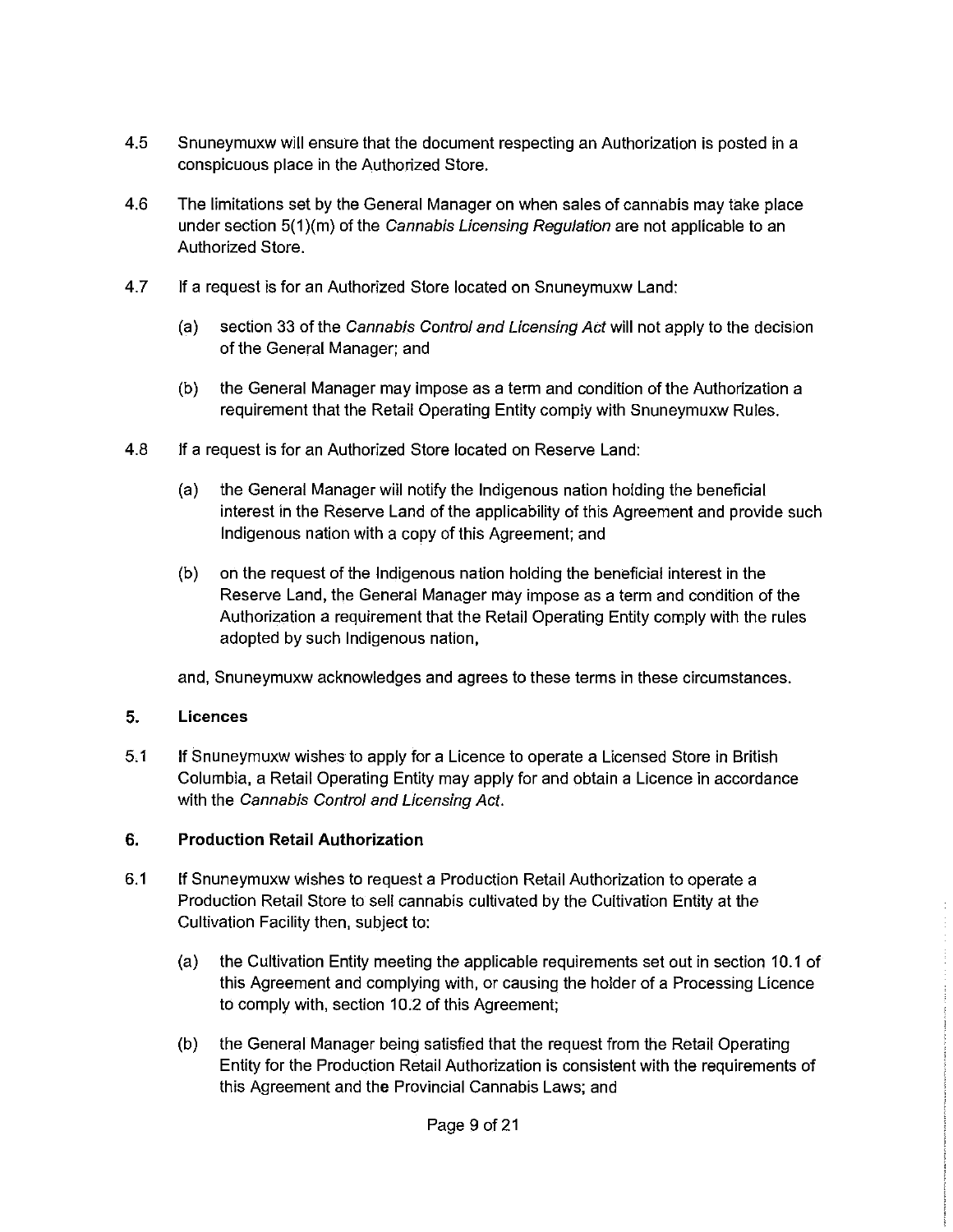4.5 Snuneymuxw will ensure that the document respecting an Authorization is posted in a conspicuous place in the Authorized Store.

4.6 The limitations set by the General Manager on when sales of cannabis may take place under section 5(1)(m) of the *Cannabis Licensing Regulation* are not applicable to an Authorized Store.

4.7 If a request is for an Authorized Store located on Snuneymuxw Land:

(a) section 33 of the *Cannabis Control and Licensing Act* will not apply to the decision of the General Manager; and

(b) the General Manager may impose as a term and condition of the Authorization a requirement that the Retail Operating Entity comply with Snuneymuxw Rules.

4.8 If a request is for an Authorized Store located on Reserve Land:

(a) the General Manager will notify the Indigenous nation holding the beneficial interest in the Reserve Land of the applicability of this Agreement and provide such Indigenous nation with a copy of this Agreement; and

(b) on the request of the Indigenous nation holding the beneficial interest in the Reserve Land, the General Manager may impose as a term and condition of the Authorization a requirement that the Retail Operating Entity comply with the rules adopted by such Indigenous nation,

and, Snuneymuxw acknowledges and agrees to these terms in these circumstances.

## 5. Licences

5.1 If Snuneymuxw wishes to apply for a Licence to operate a Licensed Store in British Columbia, a Retail Operating Entity may apply for and obtain a Licence in accordance with the *Cannabis Control and Licensing Act*.

## 6. Production Retail Authorization

6.1 If Snuneymuxw wishes to request a Production Retail Authorization to operate a Production Retail Store to sell cannabis cultivated by the Cultivation Entity at the Cultivation Facility then, subject to:

(a) the Cultivation Entity meeting the applicable requirements set out in section 10.1 of this Agreement and complying with, or causing the holder of a Processing Licence to comply with, section 10.2 of this Agreement;

(b) the General Manager being satisfied that the request from the Retail Operating Entity for the Production Retail Authorization is consistent with the requirements of this Agreement and the Provincial Cannabis Laws; and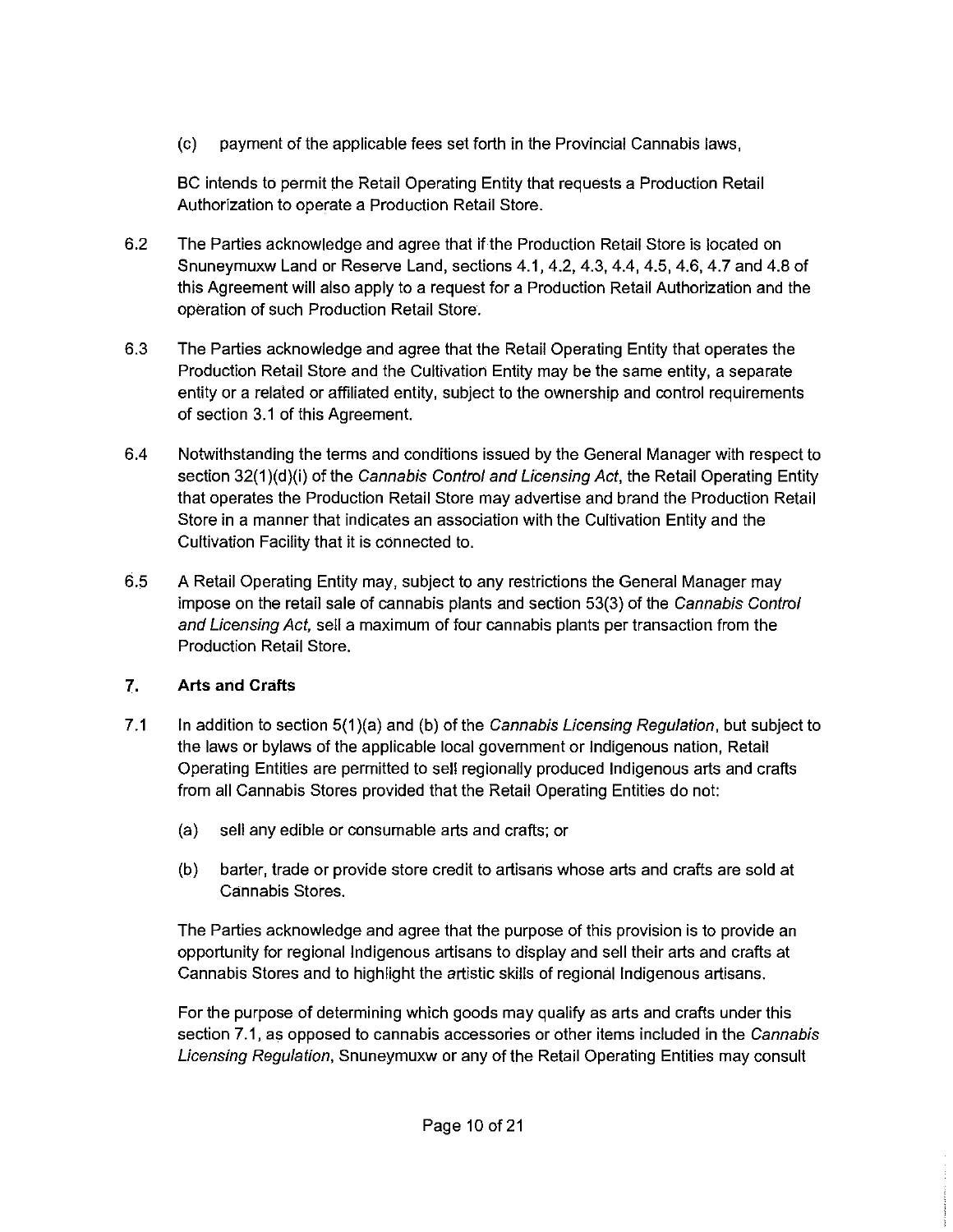(c) payment of the applicable fees set forth in the Provincial Cannabis laws,

BC intends to permit the Retail Operating Entity that requests a Production Retail Authorization to operate a Production Retail Store.

6.2 The Parties acknowledge and agree that if the Production Retail Store is located on Snuneymuxw Land or Reserve Land, sections 4.1, 4.2, 4.3, 4.4, 4.5, 4.6, 4.7 and 4.8 of this Agreement will also apply to a request for a Production Retail Authorization and the operation of such Production Retail Store.

6.3 The Parties acknowledge and agree that the Retail Operating Entity that operates the Production Retail Store and the Cultivation Entity may be the same entity, a separate entity or a related or affiliated entity, subject to the ownership and control requirements of section 3.1 of this Agreement.

6.4 Notwithstanding the terms and conditions issued by the General Manager with respect to section 32(1)(d)(i) of the *Cannabis Control and Licensing Act*, the Retail Operating Entity that operates the Production Retail Store may advertise and brand the Production Retail Store in a manner that indicates an association with the Cultivation Entity and the Cultivation Facility that it is connected to.

6.5 A Retail Operating Entity may, subject to any restrictions the General Manager may impose on the retail sale of cannabis plants and section 53(3) of the *Cannabis Control and Licensing Act*, sell a maximum of four cannabis plants per transaction from the Production Retail Store.

## 7. Arts and Crafts

7.1 In addition to section 5(1)(a) and (b) of the *Cannabis Licensing Regulation*, but subject to the laws or bylaws of the applicable local government or Indigenous nation, Retail Operating Entities are permitted to sell regionally produced Indigenous arts and crafts from all Cannabis Stores provided that the Retail Operating Entities do not:

(a) sell any edible or consumable arts and crafts; or

(b) barter, trade or provide store credit to artisans whose arts and crafts are sold at Cannabis Stores.

The Parties acknowledge and agree that the purpose of this provision is to provide an opportunity for regional Indigenous artisans to display and sell their arts and crafts at Cannabis Stores and to highlight the artistic skills of regional Indigenous artisans.

For the purpose of determining which goods may qualify as arts and crafts under this section 7.1, as opposed to cannabis accessories or other items included in the *Cannabis Licensing Regulation*, Snuneymuxw or any of the Retail Operating Entities may consult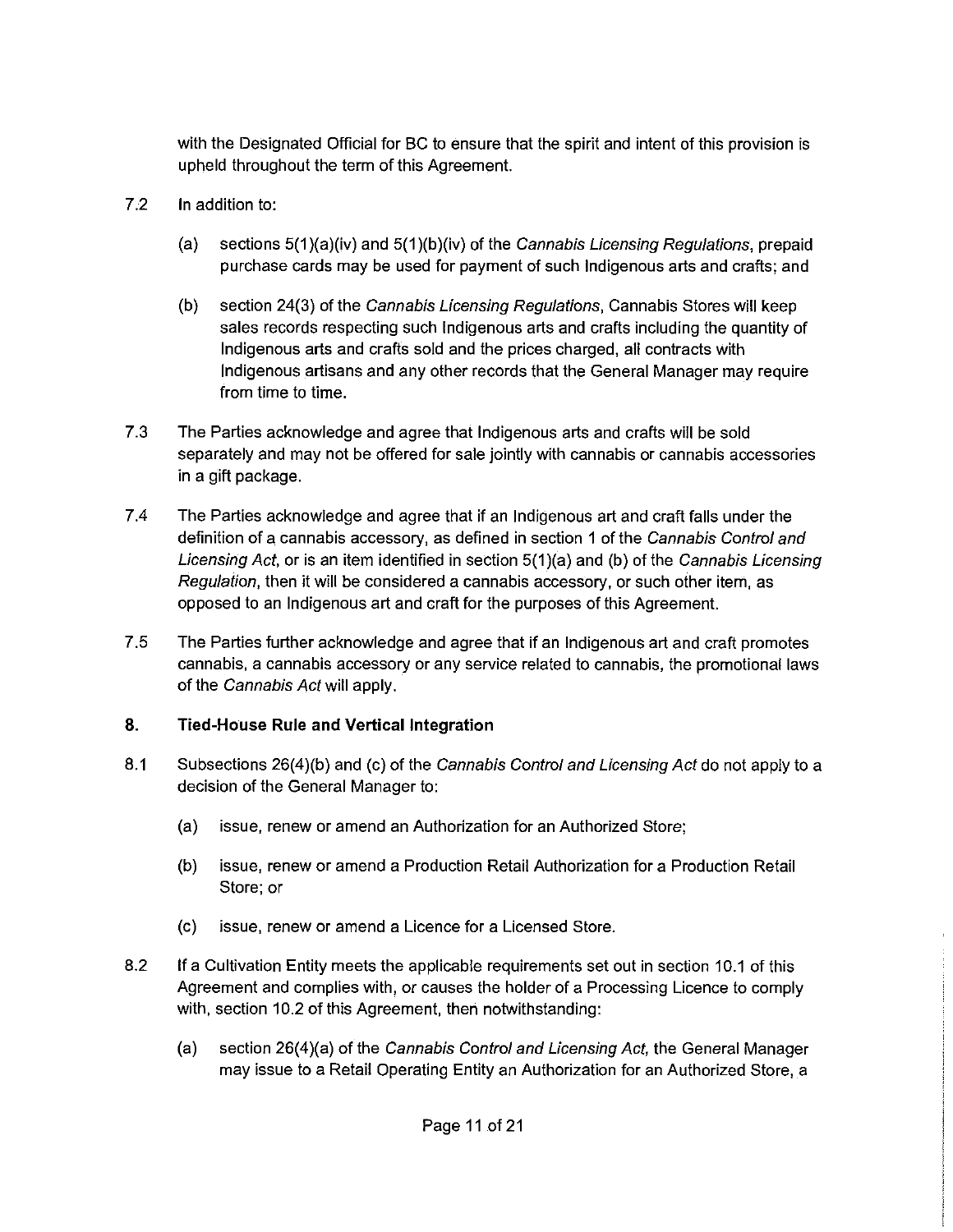with the Designated Official for BC to ensure that the spirit and intent of this provision is upheld throughout the term of this Agreement.

7.2 In addition to:

(a) sections 5(1)(a)(iv) and 5(1)(b)(iv) of the *Cannabis Licensing Regulations*, prepaid purchase cards may be used for payment of such Indigenous arts and crafts; and

(b) section 24(3) of the *Cannabis Licensing Regulations*, Cannabis Stores will keep sales records respecting such Indigenous arts and crafts including the quantity of Indigenous arts and crafts sold and the prices charged, all contracts with Indigenous artisans and any other records that the General Manager may require from time to time.

7.3 The Parties acknowledge and agree that Indigenous arts and crafts will be sold separately and may not be offered for sale jointly with cannabis or cannabis accessories in a gift package.

7.4 The Parties acknowledge and agree that if an Indigenous art and craft falls under the definition of a cannabis accessory, as defined in section 1 of the *Cannabis Control and Licensing Act*, or is an item identified in section 5(1)(a) and (b) of the *Cannabis Licensing Regulation*, then it will be considered a cannabis accessory, or such other item, as opposed to an Indigenous art and craft for the purposes of this Agreement.

7.5 The Parties further acknowledge and agree that if an Indigenous art and craft promotes cannabis, a cannabis accessory or any service related to cannabis, the promotional laws of the *Cannabis Act* will apply.

## 8. Tied-House Rule and Vertical Integration

8.1 Subsections 26(4)(b) and (c) of the *Cannabis Control and Licensing Act* do not apply to a decision of the General Manager to:

(a) issue, renew or amend an Authorization for an Authorized Store;

(b) issue, renew or amend a Production Retail Authorization for a Production Retail Store; or

(c) issue, renew or amend a Licence for a Licensed Store.

8.2 If a Cultivation Entity meets the applicable requirements set out in section 10.1 of this Agreement and complies with, or causes the holder of a Processing Licence to comply with, section 10.2 of this Agreement, then notwithstanding:

(a) section 26(4)(a) of the *Cannabis Control and Licensing Act*, the General Manager may issue to a Retail Operating Entity an Authorization for an Authorized Store, a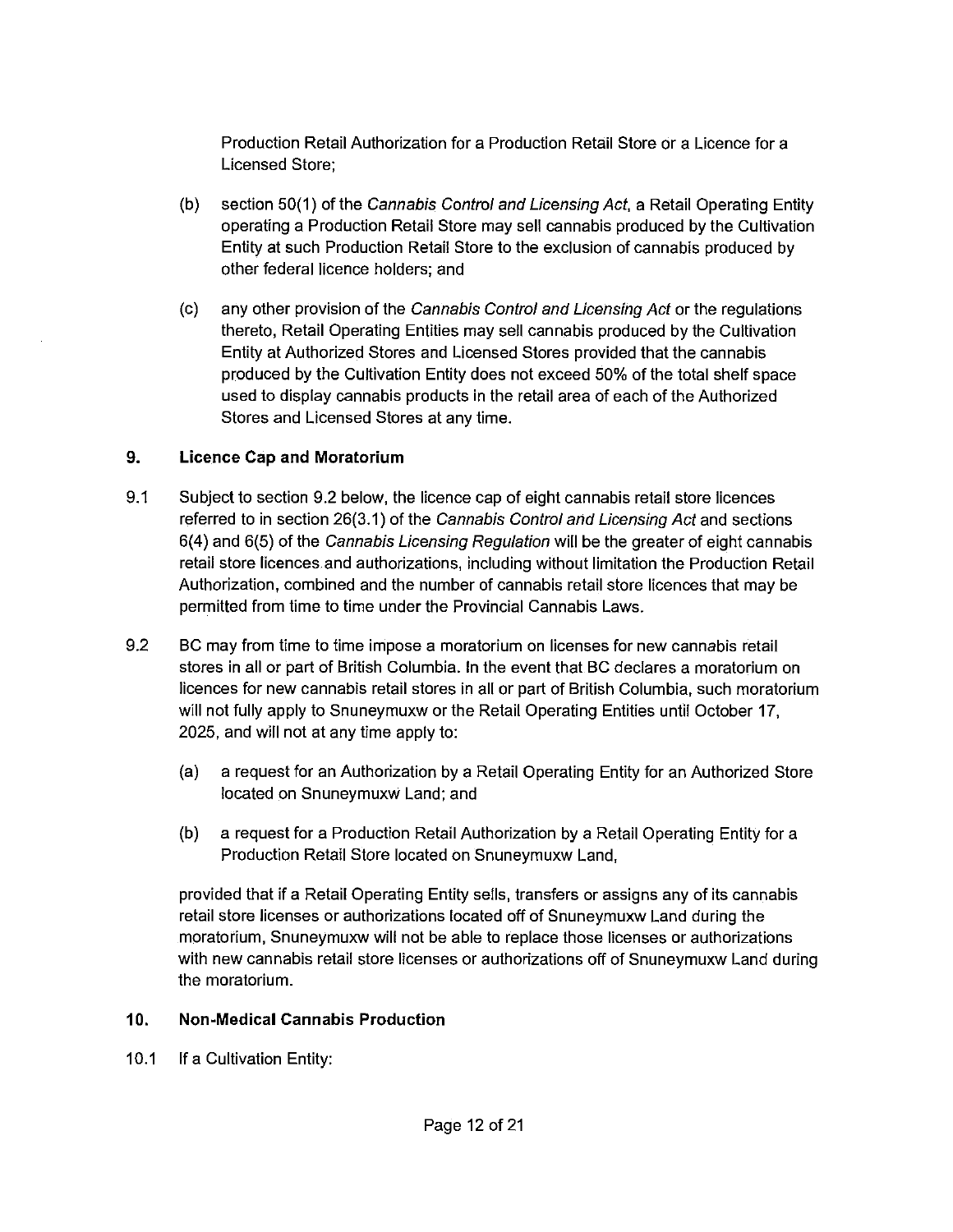Production Retail Authorization for a Production Retail Store or a Licence for a Licensed Store;

(b) section 50(1) of the *Cannabis Control and Licensing Act*, a Retail Operating Entity operating a Production Retail Store may sell cannabis produced by the Cultivation Entity at such Production Retail Store to the exclusion of cannabis produced by other federal licence holders; and

(c) any other provision of the *Cannabis Control and Licensing Act* or the regulations thereto, Retail Operating Entities may sell cannabis produced by the Cultivation Entity at Authorized Stores and Licensed Stores provided that the cannabis produced by the Cultivation Entity does not exceed 50% of the total shelf space used to display cannabis products in the retail area of each of the Authorized Stores and Licensed Stores at any time.

## 9. Licence Cap and Moratorium

9.1 Subject to section 9.2 below, the licence cap of eight cannabis retail store licences referred to in section 26(3.1) of the *Cannabis Control and Licensing Act* and sections 6(4) and 6(5) of the *Cannabis Licensing Regulation* will be the greater of eight cannabis retail store licences and authorizations, including without limitation the Production Retail Authorization, combined and the number of cannabis retail store licences that may be permitted from time to time under the Provincial Cannabis Laws.

9.2 BC may from time to time impose a moratorium on licenses for new cannabis retail stores in all or part of British Columbia. In the event that BC declares a moratorium on licences for new cannabis retail stores in all or part of British Columbia, such moratorium will not fully apply to Snuneymuxw or the Retail Operating Entities until October 17, 2025, and will not at any time apply to:

(a) a request for an Authorization by a Retail Operating Entity for an Authorized Store located on Snuneymuxw Land; and

(b) a request for a Production Retail Authorization by a Retail Operating Entity for a Production Retail Store located on Snuneymuxw Land,

provided that if a Retail Operating Entity sells, transfers or assigns any of its cannabis retail store licenses or authorizations located off of Snuneymuxw Land during the moratorium, Snuneymuxw will not be able to replace those licenses or authorizations with new cannabis retail store licenses or authorizations off of Snuneymuxw Land during the moratorium.

## 10. Non-Medical Cannabis Production

10.1 If a Cultivation Entity: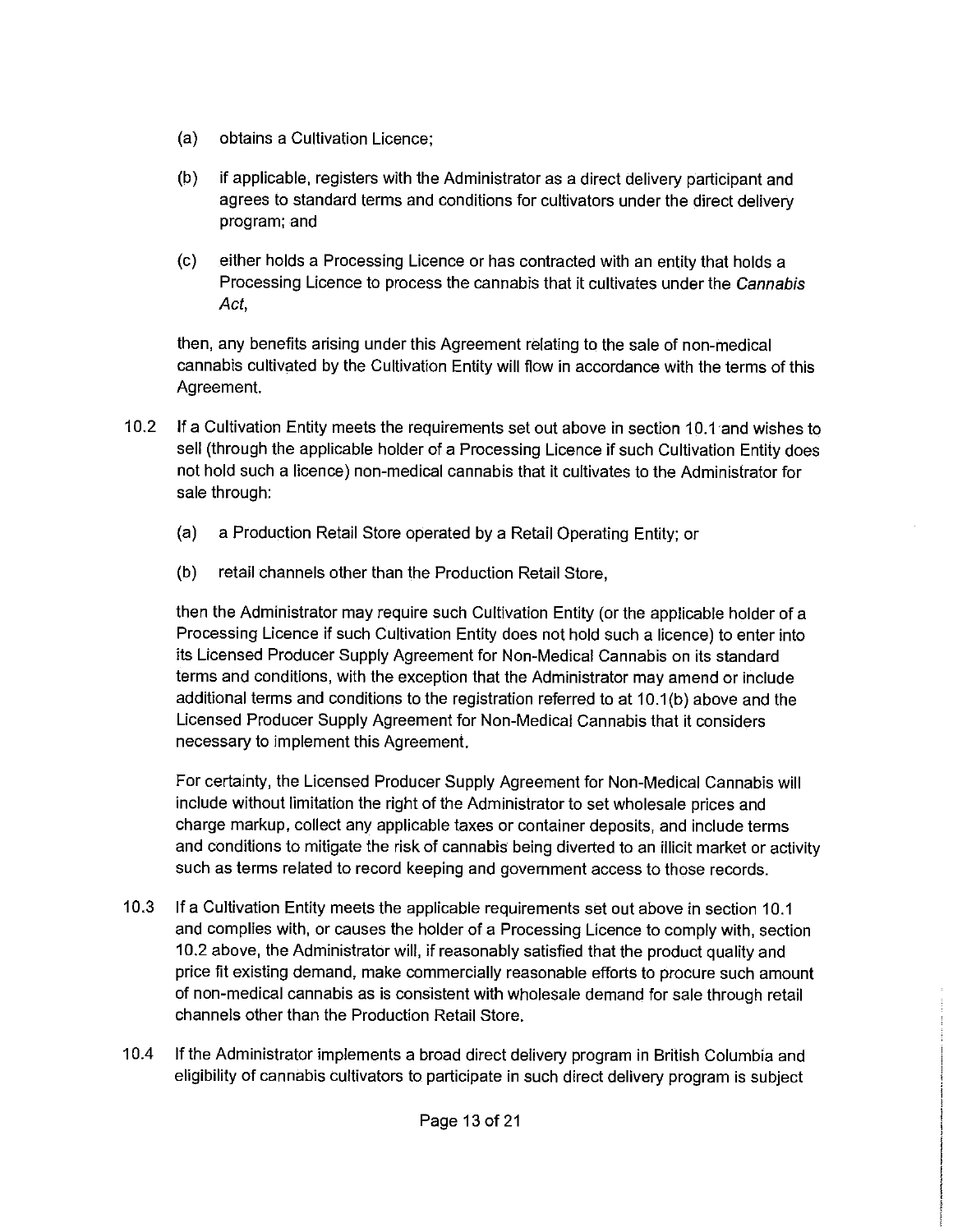(a) obtains a Cultivation Licence;

(b) if applicable, registers with the Administrator as a direct delivery participant and agrees to standard terms and conditions for cultivators under the direct delivery program; and

(c) either holds a Processing Licence or has contracted with an entity that holds a Processing Licence to process the cannabis that it cultivates under the *Cannabis Act*,

then, any benefits arising under this Agreement relating to the sale of non-medical cannabis cultivated by the Cultivation Entity will flow in accordance with the terms of this Agreement.

10.2 If a Cultivation Entity meets the requirements set out above in section 10.1 and wishes to sell (through the applicable holder of a Processing Licence if such Cultivation Entity does not hold such a licence) non-medical cannabis that it cultivates to the Administrator for sale through:

(a) a Production Retail Store operated by a Retail Operating Entity; or

(b) retail channels other than the Production Retail Store,

then the Administrator may require such Cultivation Entity (or the applicable holder of a Processing Licence if such Cultivation Entity does not hold such a licence) to enter into its Licensed Producer Supply Agreement for Non-Medical Cannabis on its standard terms and conditions, with the exception that the Administrator may amend or include additional terms and conditions to the registration referred to at 10.1(b) above and the Licensed Producer Supply Agreement for Non-Medical Cannabis that it considers necessary to implement this Agreement.

For certainty, the Licensed Producer Supply Agreement for Non-Medical Cannabis will include without limitation the right of the Administrator to set wholesale prices and charge markup, collect any applicable taxes or container deposits, and include terms and conditions to mitigate the risk of cannabis being diverted to an illicit market or activity such as terms related to record keeping and government access to those records.

10.3 If a Cultivation Entity meets the applicable requirements set out above in section 10.1 and complies with, or causes the holder of a Processing Licence to comply with, section 10.2 above, the Administrator will, if reasonably satisfied that the product quality and price fit existing demand, make commercially reasonable efforts to procure such amount of non-medical cannabis as is consistent with wholesale demand for sale through retail channels other than the Production Retail Store.

10.4 If the Administrator implements a broad direct delivery program in British Columbia and eligibility of cannabis cultivators to participate in such direct delivery program is subject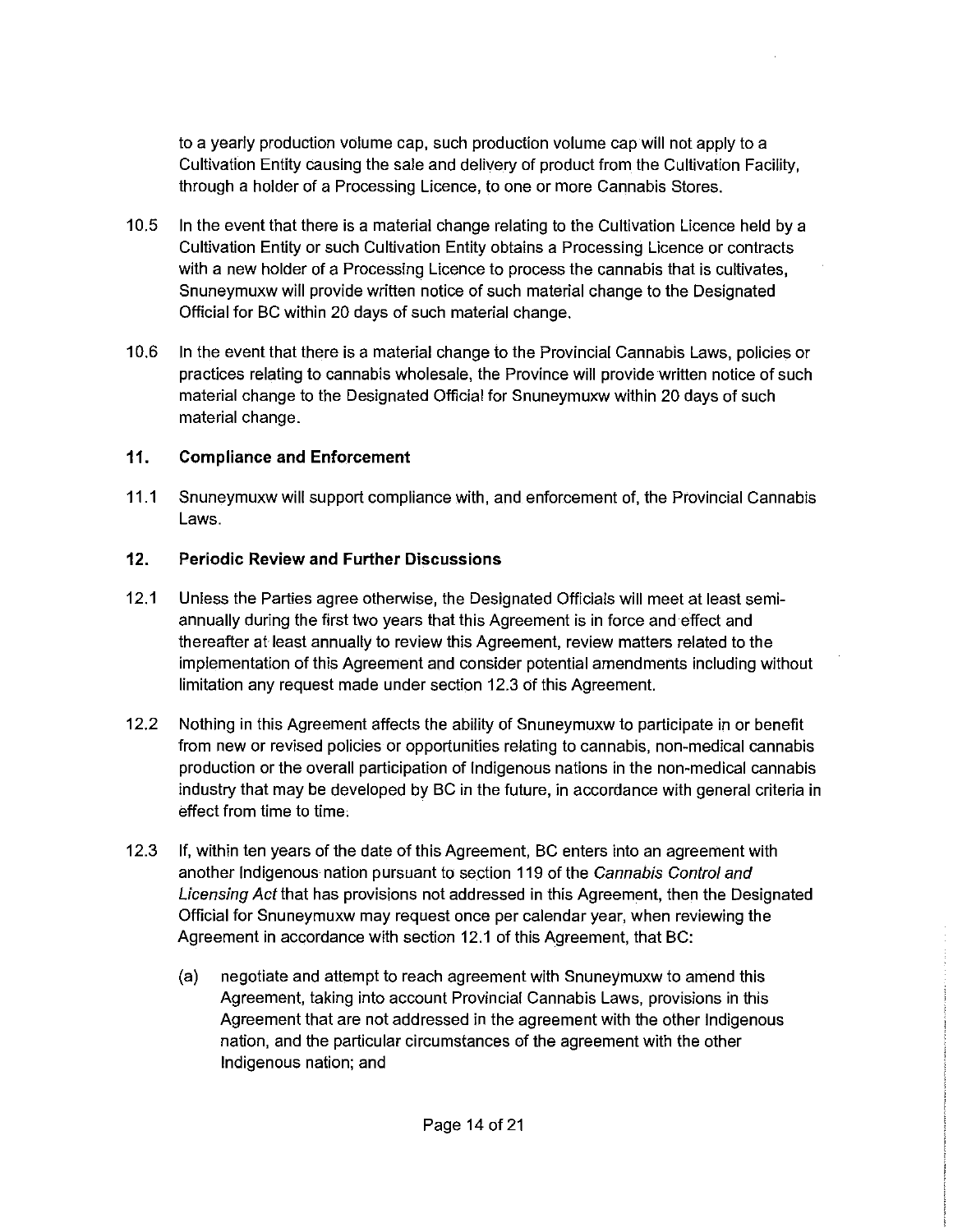to a yearly production volume cap, such production volume cap will not apply to a Cultivation Entity causing the sale and delivery of product from the Cultivation Facility, through a holder of a Processing Licence, to one or more Cannabis Stores.

10.5 In the event that there is a material change relating to the Cultivation Licence held by a Cultivation Entity or such Cultivation Entity obtains a Processing Licence or contracts with a new holder of a Processing Licence to process the cannabis that is cultivates, Snuneymuxw will provide written notice of such material change to the Designated Official for BC within 20 days of such material change.

10.6 In the event that there is a material change to the Provincial Cannabis Laws, policies or practices relating to cannabis wholesale, the Province will provide written notice of such material change to the Designated Official for Snuneymuxw within 20 days of such material change.

## 11. Compliance and Enforcement

11.1 Snuneymuxw will support compliance with, and enforcement of, the Provincial Cannabis Laws.

## 12. Periodic Review and Further Discussions

12.1 Unless the Parties agree otherwise, the Designated Officials will meet at least semi-annually during the first two years that this Agreement is in force and effect and thereafter at least annually to review this Agreement, review matters related to the implementation of this Agreement and consider potential amendments including without limitation any request made under section 12.3 of this Agreement.

12.2 Nothing in this Agreement affects the ability of Snuneymuxw to participate in or benefit from new or revised policies or opportunities relating to cannabis, non-medical cannabis production or the overall participation of Indigenous nations in the non-medical cannabis industry that may be developed by BC in the future, in accordance with general criteria in effect from time to time.

12.3 If, within ten years of the date of this Agreement, BC enters into an agreement with another Indigenous nation pursuant to section 119 of the *Cannabis Control and Licensing Act* that has provisions not addressed in this Agreement, then the Designated Official for Snuneymuxw may request once per calendar year, when reviewing the Agreement in accordance with section 12.1 of this Agreement, that BC:

(a) negotiate and attempt to reach agreement with Snuneymuxw to amend this Agreement, taking into account Provincial Cannabis Laws, provisions in this Agreement that are not addressed in the agreement with the other Indigenous nation, and the particular circumstances of the agreement with the other Indigenous nation; and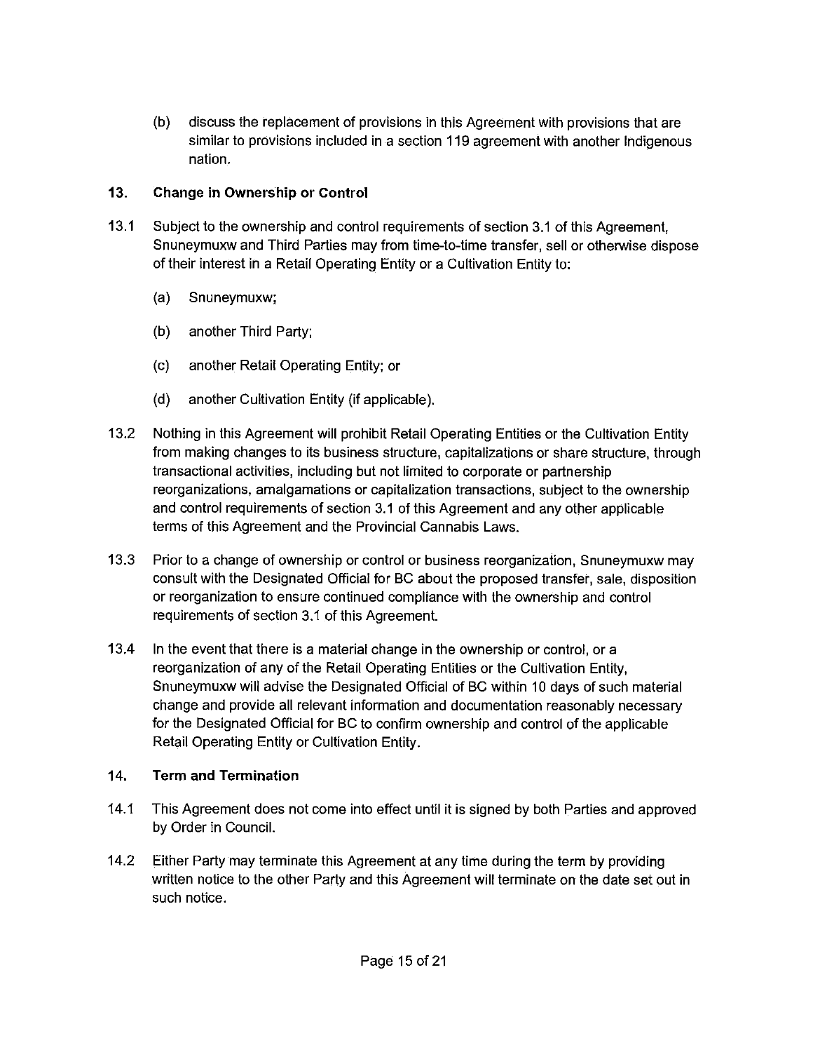(b) discuss the replacement of provisions in this Agreement with provisions that are similar to provisions included in a section 119 agreement with another Indigenous nation.

## 13. Change in Ownership or Control

13.1 Subject to the ownership and control requirements of section 3.1 of this Agreement, Snuneymuxw and Third Parties may from time-to-time transfer, sell or otherwise dispose of their interest in a Retail Operating Entity or a Cultivation Entity to:

(a) Snuneymuxw;

(b) another Third Party;

(c) another Retail Operating Entity; or

(d) another Cultivation Entity (if applicable).

13.2 Nothing in this Agreement will prohibit Retail Operating Entities or the Cultivation Entity from making changes to its business structure, capitalizations or share structure, through transactional activities, including but not limited to corporate or partnership reorganizations, amalgamations or capitalization transactions, subject to the ownership and control requirements of section 3.1 of this Agreement and any other applicable terms of this Agreement and the Provincial Cannabis Laws.

13.3 Prior to a change of ownership or control or business reorganization, Snuneymuxw may consult with the Designated Official for BC about the proposed transfer, sale, disposition or reorganization to ensure continued compliance with the ownership and control requirements of section 3.1 of this Agreement.

13.4 In the event that there is a material change in the ownership or control, or a reorganization of any of the Retail Operating Entities or the Cultivation Entity, Snuneymuxw will advise the Designated Official of BC within 10 days of such material change and provide all relevant information and documentation reasonably necessary for the Designated Official for BC to confirm ownership and control of the applicable Retail Operating Entity or Cultivation Entity.

## 14. Term and Termination

14.1 This Agreement does not come into effect until it is signed by both Parties and approved by Order in Council.

14.2 Either Party may terminate this Agreement at any time during the term by providing written notice to the other Party and this Agreement will terminate on the date set out in such notice.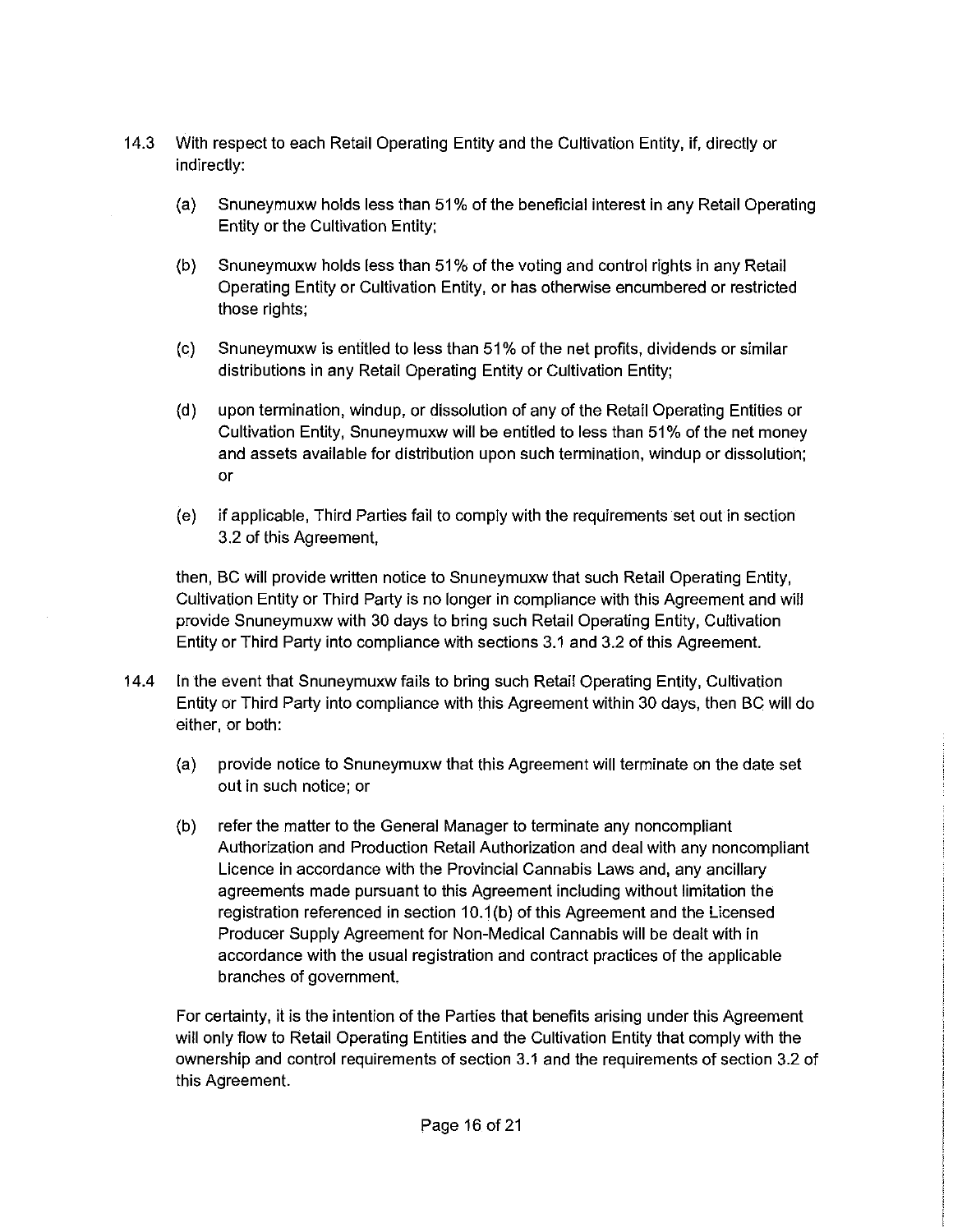14.3 With respect to each Retail Operating Entity and the Cultivation Entity, if, directly or indirectly:

(a) Snuneymuxw holds less than 51% of the beneficial interest in any Retail Operating Entity or the Cultivation Entity;

(b) Snuneymuxw holds less than 51% of the voting and control rights in any Retail Operating Entity or Cultivation Entity, or has otherwise encumbered or restricted those rights;

(c) Snuneymuxw is entitled to less than 51% of the net profits, dividends or similar distributions in any Retail Operating Entity or Cultivation Entity;

(d) upon termination, windup, or dissolution of any of the Retail Operating Entities or Cultivation Entity, Snuneymuxw will be entitled to less than 51% of the net money and assets available for distribution upon such termination, windup or dissolution; or

(e) if applicable, Third Parties fail to comply with the requirements set out in section 3.2 of this Agreement,

then, BC will provide written notice to Snuneymuxw that such Retail Operating Entity, Cultivation Entity or Third Party is no longer in compliance with this Agreement and will provide Snuneymuxw with 30 days to bring such Retail Operating Entity, Cultivation Entity or Third Party into compliance with sections 3.1 and 3.2 of this Agreement.

14.4 In the event that Snuneymuxw fails to bring such Retail Operating Entity, Cultivation Entity or Third Party into compliance with this Agreement within 30 days, then BC will do either, or both:

(a) provide notice to Snuneymuxw that this Agreement will terminate on the date set out in such notice; or

(b) refer the matter to the General Manager to terminate any noncompliant Authorization and Production Retail Authorization and deal with any noncompliant Licence in accordance with the Provincial Cannabis Laws and, any ancillary agreements made pursuant to this Agreement including without limitation the registration referenced in section 10.1(b) of this Agreement and the Licensed Producer Supply Agreement for Non-Medical Cannabis will be dealt with in accordance with the usual registration and contract practices of the applicable branches of government.

For certainty, it is the intention of the Parties that benefits arising under this Agreement will only flow to Retail Operating Entities and the Cultivation Entity that comply with the ownership and control requirements of section 3.1 and the requirements of section 3.2 of this Agreement.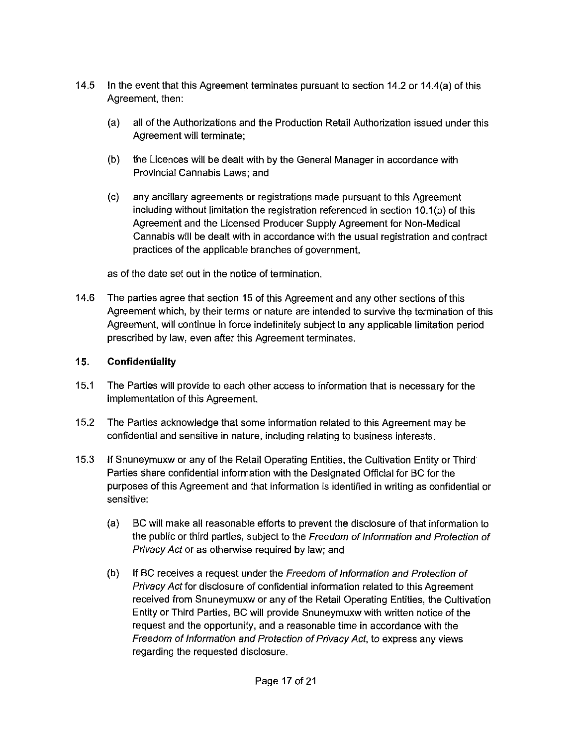14.5 In the event that this Agreement terminates pursuant to section 14.2 or 14.4(a) of this Agreement, then:

(a) all of the Authorizations and the Production Retail Authorization issued under this Agreement will terminate;

(b) the Licences will be dealt with by the General Manager in accordance with Provincial Cannabis Laws; and

(c) any ancillary agreements or registrations made pursuant to this Agreement including without limitation the registration referenced in section 10.1(b) of this Agreement and the Licensed Producer Supply Agreement for Non-Medical Cannabis will be dealt with in accordance with the usual registration and contract practices of the applicable branches of government,

as of the date set out in the notice of termination.

14.6 The parties agree that section 15 of this Agreement and any other sections of this Agreement which, by their terms or nature are intended to survive the termination of this Agreement, will continue in force indefinitely subject to any applicable limitation period prescribed by law, even after this Agreement terminates.

## 15. Confidentiality

15.1 The Parties will provide to each other access to information that is necessary for the implementation of this Agreement.

15.2 The Parties acknowledge that some information related to this Agreement may be confidential and sensitive in nature, including relating to business interests.

15.3 If Snuneymuxw or any of the Retail Operating Entities, the Cultivation Entity or Third Parties share confidential information with the Designated Official for BC for the purposes of this Agreement and that information is identified in writing as confidential or sensitive:

(a) BC will make all reasonable efforts to prevent the disclosure of that information to the public or third parties, subject to the *Freedom of Information and Protection of Privacy Act* or as otherwise required by law; and

(b) If BC receives a request under the *Freedom of Information and Protection of Privacy Act* for disclosure of confidential information related to this Agreement received from Snuneymuxw or any of the Retail Operating Entities, the Cultivation Entity or Third Parties, BC will provide Snuneymuxw with written notice of the request and the opportunity, and a reasonable time in accordance with the *Freedom of Information and Protection of Privacy Act*, to express any views regarding the requested disclosure.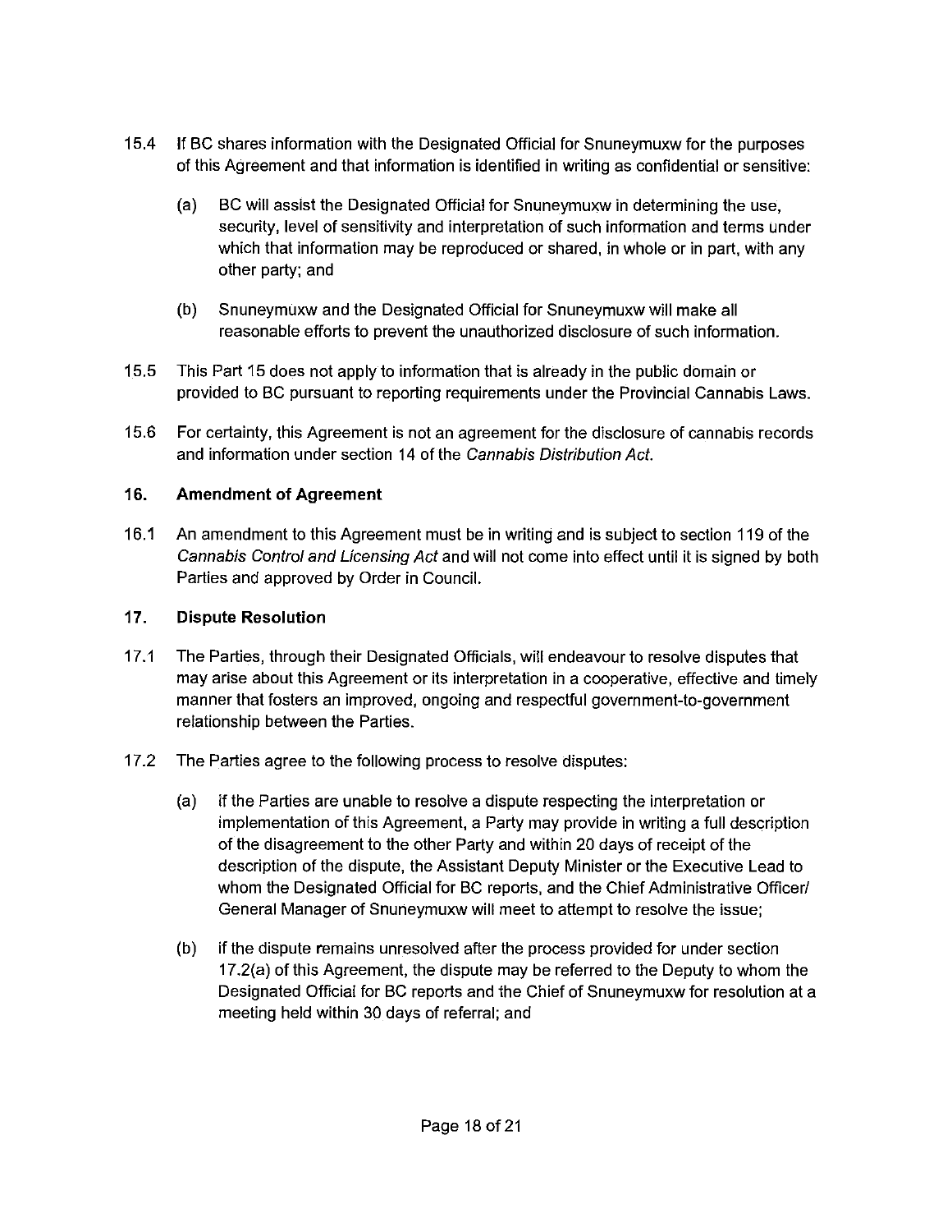15.4 If BC shares information with the Designated Official for Snuneymuxw for the purposes of this Agreement and that information is identified in writing as confidential or sensitive:

(a) BC will assist the Designated Official for Snuneymuxw in determining the use, security, level of sensitivity and interpretation of such information and terms under which that information may be reproduced or shared, in whole or in part, with any other party; and

(b) Snuneymuxw and the Designated Official for Snuneymuxw will make all reasonable efforts to prevent the unauthorized disclosure of such information.

15.5 This Part 15 does not apply to information that is already in the public domain or provided to BC pursuant to reporting requirements under the Provincial Cannabis Laws.

15.6 For certainty, this Agreement is not an agreement for the disclosure of cannabis records and information under section 14 of the *Cannabis Distribution Act*.

### 16. Amendment of Agreement

16.1 An amendment to this Agreement must be in writing and is subject to section 119 of the *Cannabis Control and Licensing Act* and will not come into effect until it is signed by both Parties and approved by Order in Council.

### 17. Dispute Resolution

17.1 The Parties, through their Designated Officials, will endeavour to resolve disputes that may arise about this Agreement or its interpretation in a cooperative, effective and timely manner that fosters an improved, ongoing and respectful government-to-government relationship between the Parties.

17.2 The Parties agree to the following process to resolve disputes:

(a) if the Parties are unable to resolve a dispute respecting the interpretation or implementation of this Agreement, a Party may provide in writing a full description of the disagreement to the other Party and within 20 days of receipt of the description of the dispute, the Assistant Deputy Minister or the Executive Lead to whom the Designated Official for BC reports, and the Chief Administrative Officer/ General Manager of Snuneymuxw will meet to attempt to resolve the issue;

(b) if the dispute remains unresolved after the process provided for under section 17.2(a) of this Agreement, the dispute may be referred to the Deputy to whom the Designated Official for BC reports and the Chief of Snuneymuxw for resolution at a meeting held within 30 days of referral; and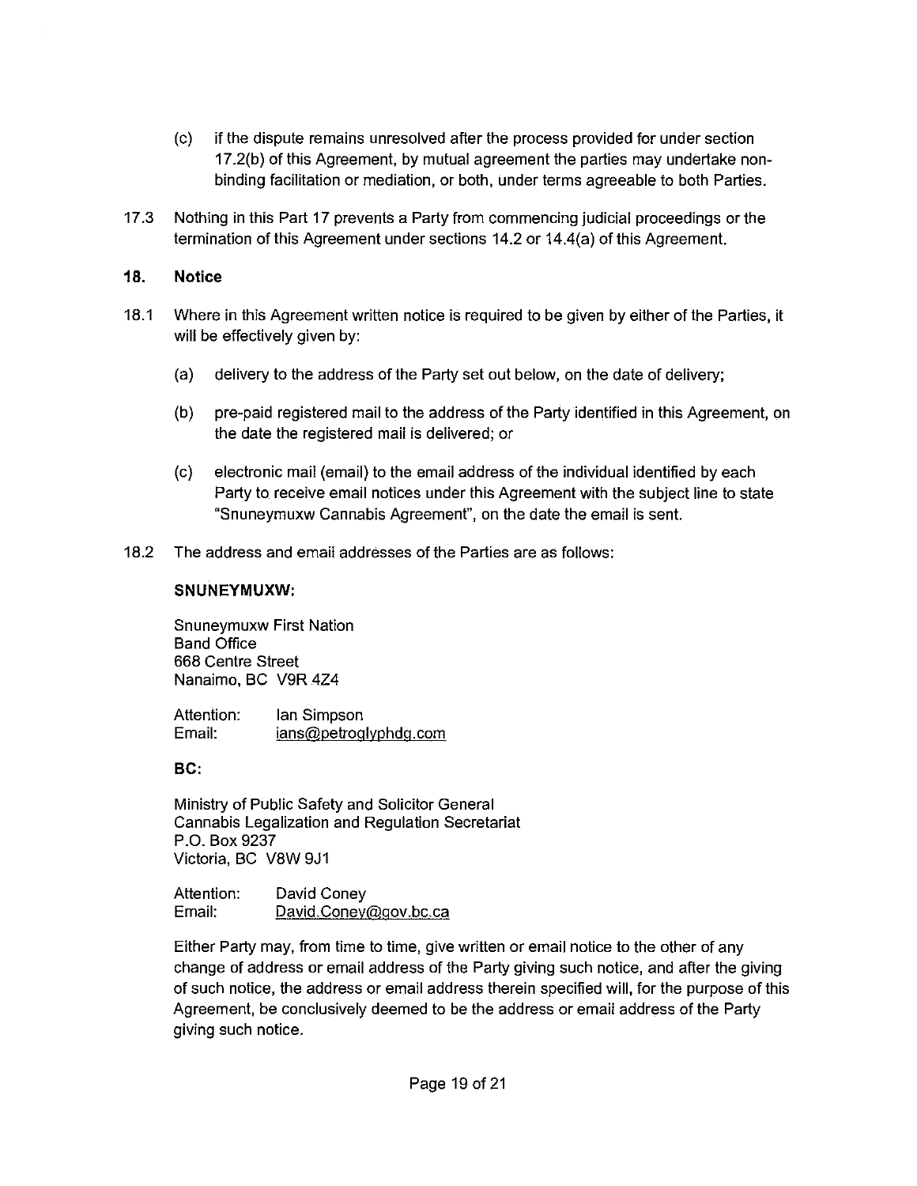(c) if the dispute remains unresolved after the process provided for under section 17.2(b) of this Agreement, by mutual agreement the parties may undertake non-binding facilitation or mediation, or both, under terms agreeable to both Parties.

17.3 Nothing in this Part 17 prevents a Party from commencing judicial proceedings or the termination of this Agreement under sections 14.2 or 14.4(a) of this Agreement.

## 18. Notice

18.1 Where in this Agreement written notice is required to be given by either of the Parties, it will be effectively given by:

(a) delivery to the address of the Party set out below, on the date of delivery;

(b) pre-paid registered mail to the address of the Party identified in this Agreement, on the date the registered mail is delivered; or

(c) electronic mail (email) to the email address of the individual identified by each Party to receive email notices under this Agreement with the subject line to state "Snuneymuxw Cannabis Agreement", on the date the email is sent.

18.2 The address and email addresses of the Parties are as follows:

**SNUNEYMUXW:**

Snuneymuxw First Nation
Band Office
668 Centre Street
Nanaimo, BC V9R 4Z4

Attention: Ian Simpson
Email: ians@petroglyphdg.com

**BC:**

Ministry of Public Safety and Solicitor General
Cannabis Legalization and Regulation Secretariat
P.O. Box 9237
Victoria, BC V8W 9J1

Attention: David Coney
Email: David.Coney@gov.bc.ca

Either Party may, from time to time, give written or email notice to the other of any change of address or email address of the Party giving such notice, and after the giving of such notice, the address or email address therein specified will, for the purpose of this Agreement, be conclusively deemed to be the address or email address of the Party giving such notice.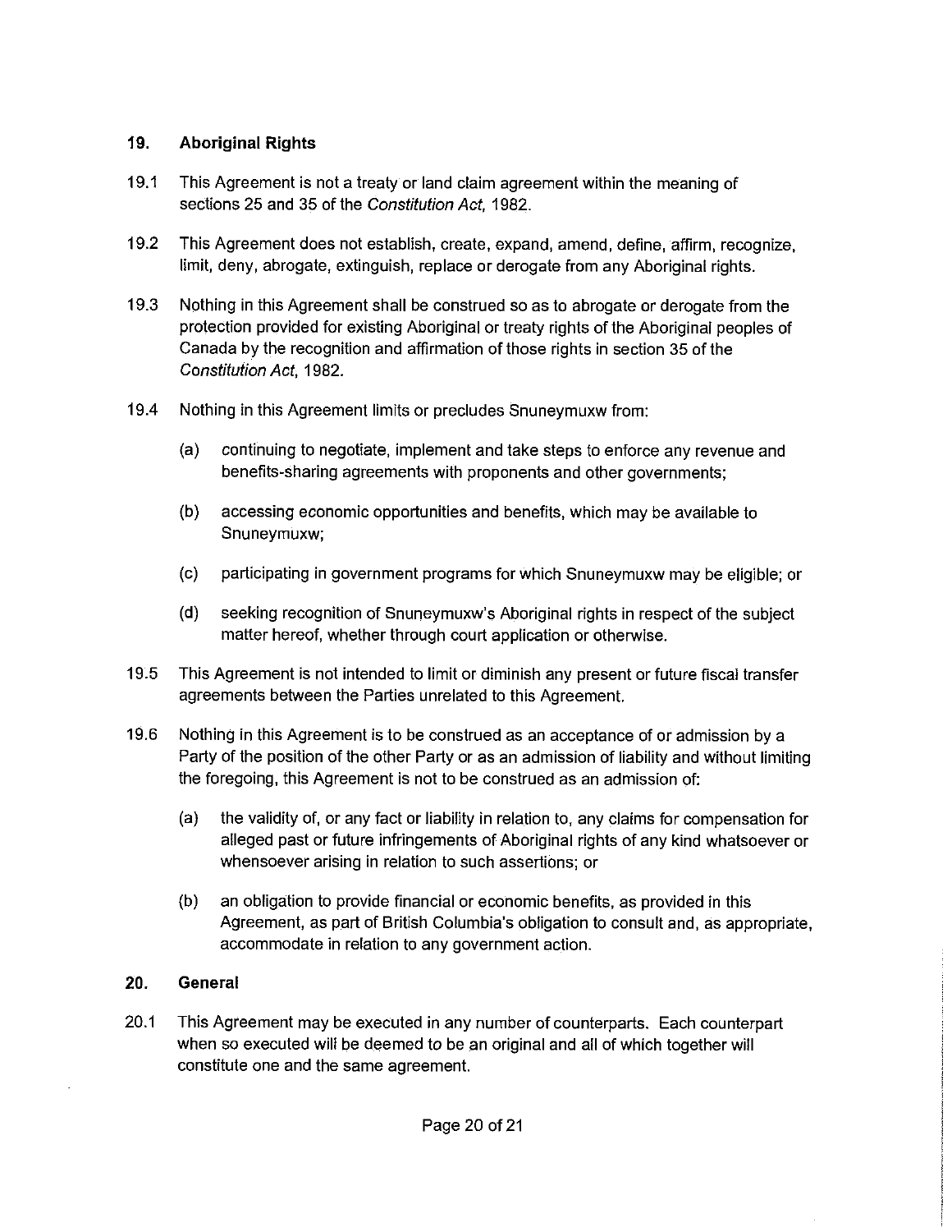## 19. Aboriginal Rights

19.1 This Agreement is not a treaty or land claim agreement within the meaning of sections 25 and 35 of the *Constitution Act*, 1982.

19.2 This Agreement does not establish, create, expand, amend, define, affirm, recognize, limit, deny, abrogate, extinguish, replace or derogate from any Aboriginal rights.

19.3 Nothing in this Agreement shall be construed so as to abrogate or derogate from the protection provided for existing Aboriginal or treaty rights of the Aboriginal peoples of Canada by the recognition and affirmation of those rights in section 35 of the *Constitution Act*, 1982.

19.4 Nothing in this Agreement limits or precludes Snuneymuxw from:

(a) continuing to negotiate, implement and take steps to enforce any revenue and benefits-sharing agreements with proponents and other governments;

(b) accessing economic opportunities and benefits, which may be available to Snuneymuxw;

(c) participating in government programs for which Snuneymuxw may be eligible; or

(d) seeking recognition of Snuneymuxw's Aboriginal rights in respect of the subject matter hereof, whether through court application or otherwise.

19.5 This Agreement is not intended to limit or diminish any present or future fiscal transfer agreements between the Parties unrelated to this Agreement.

19.6 Nothing in this Agreement is to be construed as an acceptance of or admission by a Party of the position of the other Party or as an admission of liability and without limiting the foregoing, this Agreement is not to be construed as an admission of:

(a) the validity of, or any fact or liability in relation to, any claims for compensation for alleged past or future infringements of Aboriginal rights of any kind whatsoever or whensoever arising in relation to such assertions; or

(b) an obligation to provide financial or economic benefits, as provided in this Agreement, as part of British Columbia's obligation to consult and, as appropriate, accommodate in relation to any government action.

## 20. General

20.1 This Agreement may be executed in any number of counterparts. Each counterpart when so executed will be deemed to be an original and all of which together will constitute one and the same agreement.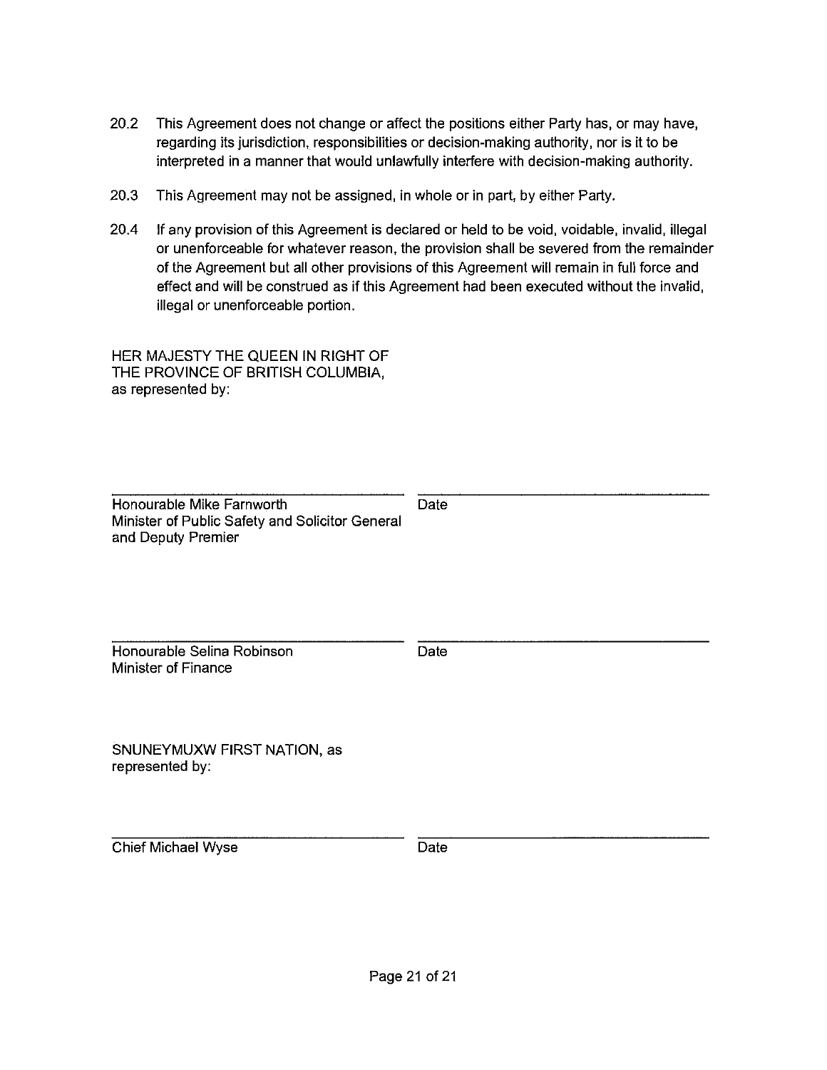20.2 This Agreement does not change or affect the positions either Party has, or may have, regarding its jurisdiction, responsibilities or decision-making authority, nor is it to be interpreted in a manner that would unlawfully interfere with decision-making authority.

20.3 This Agreement may not be assigned, in whole or in part, by either Party.

20.4 If any provision of this Agreement is declared or held to be void, voidable, invalid, illegal or unenforceable for whatever reason, the provision shall be severed from the remainder of the Agreement but all other provisions of this Agreement will remain in full force and effect and will be construed as if this Agreement had been executed without the invalid, illegal or unenforceable portion.

HER MAJESTY THE QUEEN IN RIGHT OF THE PROVINCE OF BRITISH COLUMBIA, as represented by:

| | |
|---|---|
| \_\_\_\_\_\_\_\_\_\_\_\_\_\_\_\_\_\_\_\_\_\_\_\_\_\_\_\_ | \_\_\_\_\_\_\_\_\_\_\_\_\_\_\_\_\_\_\_\_\_\_\_\_\_\_\_\_ |
| Honourable Mike Farnworth<br>Minister of Public Safety and Solicitor General and Deputy Premier | Date |
| \_\_\_\_\_\_\_\_\_\_\_\_\_\_\_\_\_\_\_\_\_\_\_\_\_\_\_\_ | \_\_\_\_\_\_\_\_\_\_\_\_\_\_\_\_\_\_\_\_\_\_\_\_\_\_\_\_ |
| Honourable Selina Robinson<br>Minister of Finance | Date |

SNUNEYMUXW FIRST NATION, as represented by:

| | |
|---|---|
| \_\_\_\_\_\_\_\_\_\_\_\_\_\_\_\_\_\_\_\_\_\_\_\_\_\_\_\_ | \_\_\_\_\_\_\_\_\_\_\_\_\_\_\_\_\_\_\_\_\_\_\_\_\_\_\_\_ |
| Chief Michael Wyse | Date |